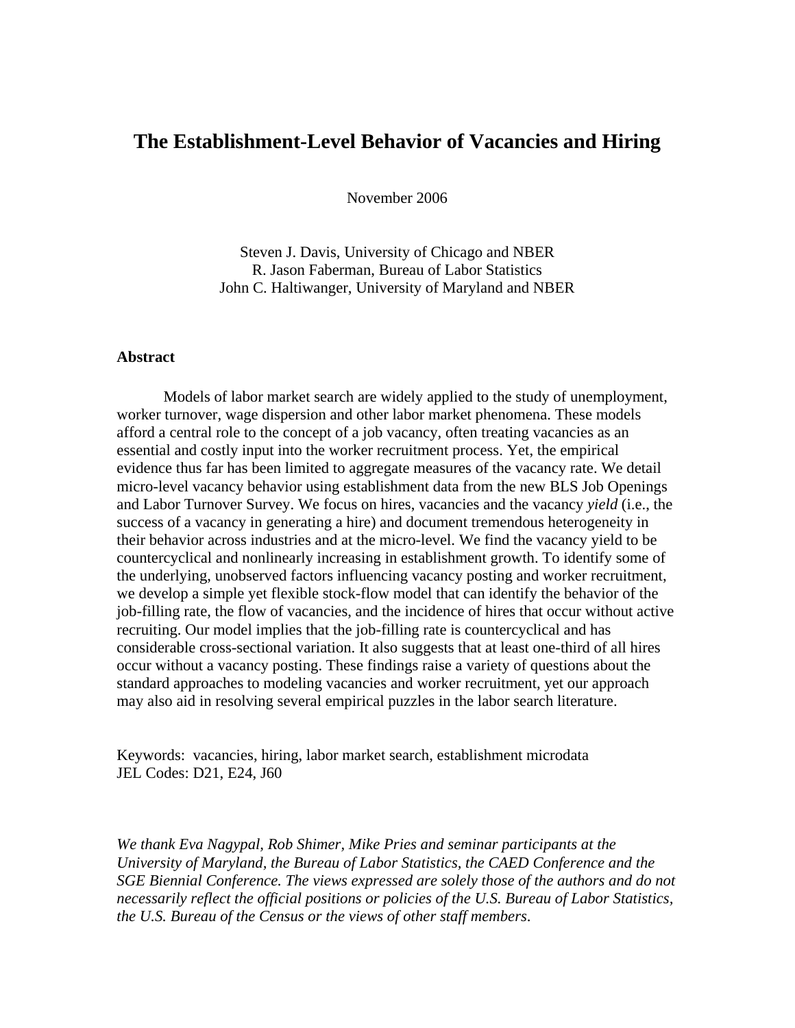# The Establishment-Level Behavior of Vacancies and Hiring

November 2006

Steven J. Davis, University of Chicago and NBER
R. Jason Faberman, Bureau of Labor Statistics
John C. Haltiwanger, University of Maryland and NBER

## Abstract

Models of labor market search are widely applied to the study of unemployment, worker turnover, wage dispersion and other labor market phenomena. These models afford a central role to the concept of a job vacancy, often treating vacancies as an essential and costly input into the worker recruitment process. Yet, the empirical evidence thus far has been limited to aggregate measures of the vacancy rate. We detail micro-level vacancy behavior using establishment data from the new BLS Job Openings and Labor Turnover Survey. We focus on hires, vacancies and the vacancy *yield* (i.e., the success of a vacancy in generating a hire) and document tremendous heterogeneity in their behavior across industries and at the micro-level. We find the vacancy yield to be countercyclical and nonlinearly increasing in establishment growth. To identify some of the underlying, unobserved factors influencing vacancy posting and worker recruitment, we develop a simple yet flexible stock-flow model that can identify the behavior of the job-filling rate, the flow of vacancies, and the incidence of hires that occur without active recruiting. Our model implies that the job-filling rate is countercyclical and has considerable cross-sectional variation. It also suggests that at least one-third of all hires occur without a vacancy posting. These findings raise a variety of questions about the standard approaches to modeling vacancies and worker recruitment, yet our approach may also aid in resolving several empirical puzzles in the labor search literature.

Keywords: vacancies, hiring, labor market search, establishment microdata
JEL Codes: D21, E24, J60

*We thank Eva Nagypal, Rob Shimer, Mike Pries and seminar participants at the University of Maryland, the Bureau of Labor Statistics, the CAED Conference and the SGE Biennial Conference. The views expressed are solely those of the authors and do not necessarily reflect the official positions or policies of the U.S. Bureau of Labor Statistics, the U.S. Bureau of the Census or the views of other staff members.*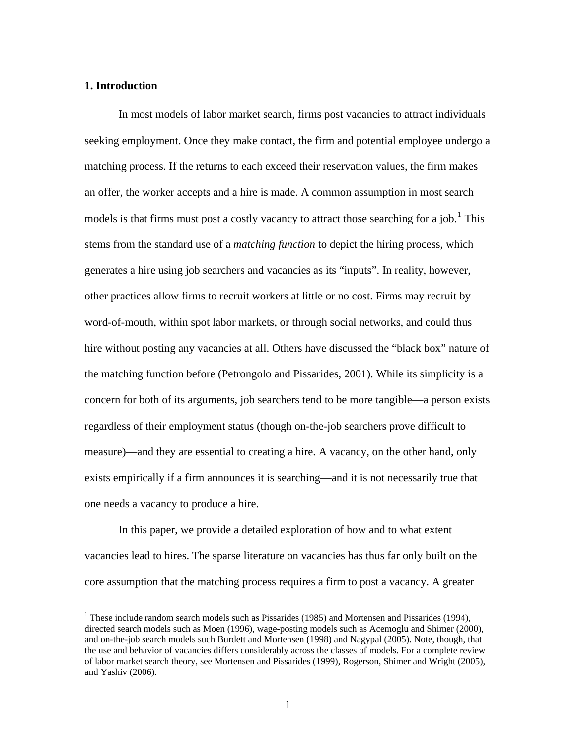## 1. Introduction

In most models of labor market search, firms post vacancies to attract individuals seeking employment. Once they make contact, the firm and potential employee undergo a matching process. If the returns to each exceed their reservation values, the firm makes an offer, the worker accepts and a hire is made. A common assumption in most search models is that firms must post a costly vacancy to attract those searching for a job.[1] This stems from the standard use of a *matching function* to depict the hiring process, which generates a hire using job searchers and vacancies as its "inputs". In reality, however, other practices allow firms to recruit workers at little or no cost. Firms may recruit by word-of-mouth, within spot labor markets, or through social networks, and could thus hire without posting any vacancies at all. Others have discussed the "black box" nature of the matching function before (Petrongolo and Pissarides, 2001). While its simplicity is a concern for both of its arguments, job searchers tend to be more tangible—a person exists regardless of their employment status (though on-the-job searchers prove difficult to measure)—and they are essential to creating a hire. A vacancy, on the other hand, only exists empirically if a firm announces it is searching—and it is not necessarily true that one needs a vacancy to produce a hire.

In this paper, we provide a detailed exploration of how and to what extent vacancies lead to hires. The sparse literature on vacancies has thus far only built on the core assumption that the matching process requires a firm to post a vacancy. A greater

[1] These include random search models such as Pissarides (1985) and Mortensen and Pissarides (1994), directed search models such as Moen (1996), wage-posting models such as Acemoglu and Shimer (2000), and on-the-job search models such Burdett and Mortensen (1998) and Nagypal (2005). Note, though, that the use and behavior of vacancies differs considerably across the classes of models. For a complete review of labor market search theory, see Mortensen and Pissarides (1999), Rogerson, Shimer and Wright (2005), and Yashiv (2006).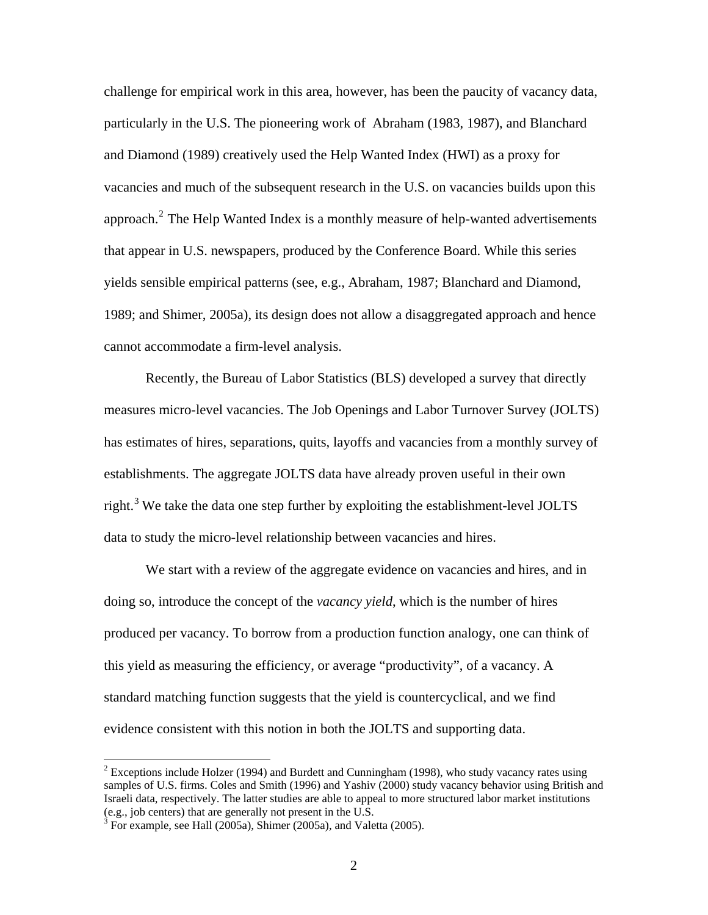challenge for empirical work in this area, however, has been the paucity of vacancy data, particularly in the U.S. The pioneering work of Abraham (1983, 1987), and Blanchard and Diamond (1989) creatively used the Help Wanted Index (HWI) as a proxy for vacancies and much of the subsequent research in the U.S. on vacancies builds upon this approach.[2] The Help Wanted Index is a monthly measure of help-wanted advertisements that appear in U.S. newspapers, produced by the Conference Board. While this series yields sensible empirical patterns (see, e.g., Abraham, 1987; Blanchard and Diamond, 1989; and Shimer, 2005a), its design does not allow a disaggregated approach and hence cannot accommodate a firm-level analysis.

Recently, the Bureau of Labor Statistics (BLS) developed a survey that directly measures micro-level vacancies. The Job Openings and Labor Turnover Survey (JOLTS) has estimates of hires, separations, quits, layoffs and vacancies from a monthly survey of establishments. The aggregate JOLTS data have already proven useful in their own right.[3] We take the data one step further by exploiting the establishment-level JOLTS data to study the micro-level relationship between vacancies and hires.

We start with a review of the aggregate evidence on vacancies and hires, and in doing so, introduce the concept of the *vacancy yield*, which is the number of hires produced per vacancy. To borrow from a production function analogy, one can think of this yield as measuring the efficiency, or average "productivity", of a vacancy. A standard matching function suggests that the yield is countercyclical, and we find evidence consistent with this notion in both the JOLTS and supporting data.

[2] Exceptions include Holzer (1994) and Burdett and Cunningham (1998), who study vacancy rates using samples of U.S. firms. Coles and Smith (1996) and Yashiv (2000) study vacancy behavior using British and Israeli data, respectively. The latter studies are able to appeal to more structured labor market institutions (e.g., job centers) that are generally not present in the U.S.

[3] For example, see Hall (2005a), Shimer (2005a), and Valetta (2005).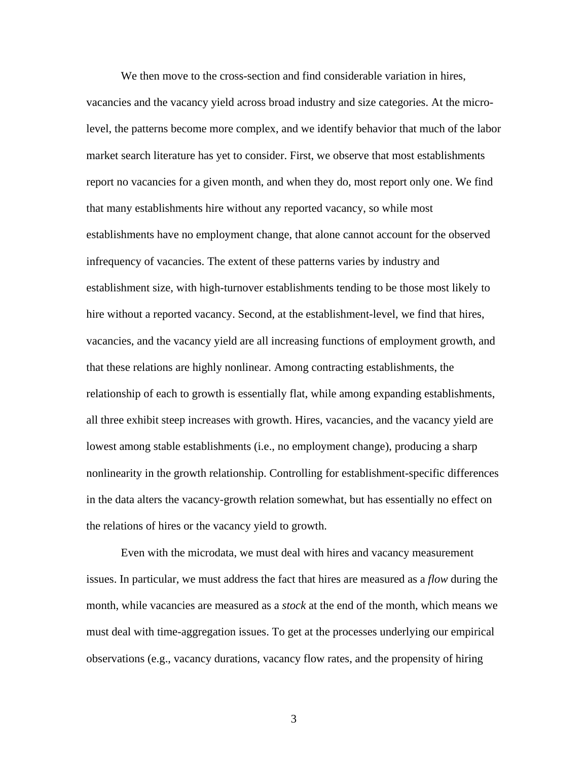We then move to the cross-section and find considerable variation in hires, vacancies and the vacancy yield across broad industry and size categories. At the micro-level, the patterns become more complex, and we identify behavior that much of the labor market search literature has yet to consider. First, we observe that most establishments report no vacancies for a given month, and when they do, most report only one. We find that many establishments hire without any reported vacancy, so while most establishments have no employment change, that alone cannot account for the observed infrequency of vacancies. The extent of these patterns varies by industry and establishment size, with high-turnover establishments tending to be those most likely to hire without a reported vacancy. Second, at the establishment-level, we find that hires, vacancies, and the vacancy yield are all increasing functions of employment growth, and that these relations are highly nonlinear. Among contracting establishments, the relationship of each to growth is essentially flat, while among expanding establishments, all three exhibit steep increases with growth. Hires, vacancies, and the vacancy yield are lowest among stable establishments (i.e., no employment change), producing a sharp nonlinearity in the growth relationship. Controlling for establishment-specific differences in the data alters the vacancy-growth relation somewhat, but has essentially no effect on the relations of hires or the vacancy yield to growth.

Even with the microdata, we must deal with hires and vacancy measurement issues. In particular, we must address the fact that hires are measured as a *flow* during the month, while vacancies are measured as a *stock* at the end of the month, which means we must deal with time-aggregation issues. To get at the processes underlying our empirical observations (e.g., vacancy durations, vacancy flow rates, and the propensity of hiring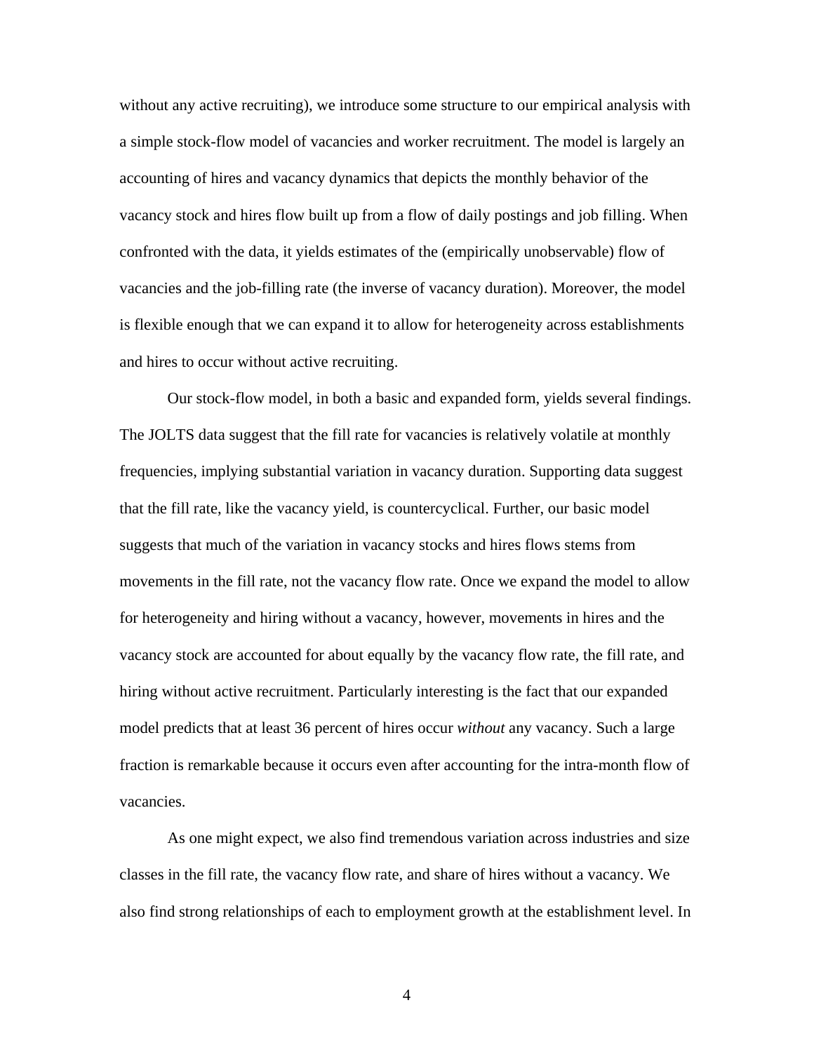without any active recruiting), we introduce some structure to our empirical analysis with a simple stock-flow model of vacancies and worker recruitment. The model is largely an accounting of hires and vacancy dynamics that depicts the monthly behavior of the vacancy stock and hires flow built up from a flow of daily postings and job filling. When confronted with the data, it yields estimates of the (empirically unobservable) flow of vacancies and the job-filling rate (the inverse of vacancy duration). Moreover, the model is flexible enough that we can expand it to allow for heterogeneity across establishments and hires to occur without active recruiting.

Our stock-flow model, in both a basic and expanded form, yields several findings. The JOLTS data suggest that the fill rate for vacancies is relatively volatile at monthly frequencies, implying substantial variation in vacancy duration. Supporting data suggest that the fill rate, like the vacancy yield, is countercyclical. Further, our basic model suggests that much of the variation in vacancy stocks and hires flows stems from movements in the fill rate, not the vacancy flow rate. Once we expand the model to allow for heterogeneity and hiring without a vacancy, however, movements in hires and the vacancy stock are accounted for about equally by the vacancy flow rate, the fill rate, and hiring without active recruitment. Particularly interesting is the fact that our expanded model predicts that at least 36 percent of hires occur *without* any vacancy. Such a large fraction is remarkable because it occurs even after accounting for the intra-month flow of vacancies.

As one might expect, we also find tremendous variation across industries and size classes in the fill rate, the vacancy flow rate, and share of hires without a vacancy. We also find strong relationships of each to employment growth at the establishment level. In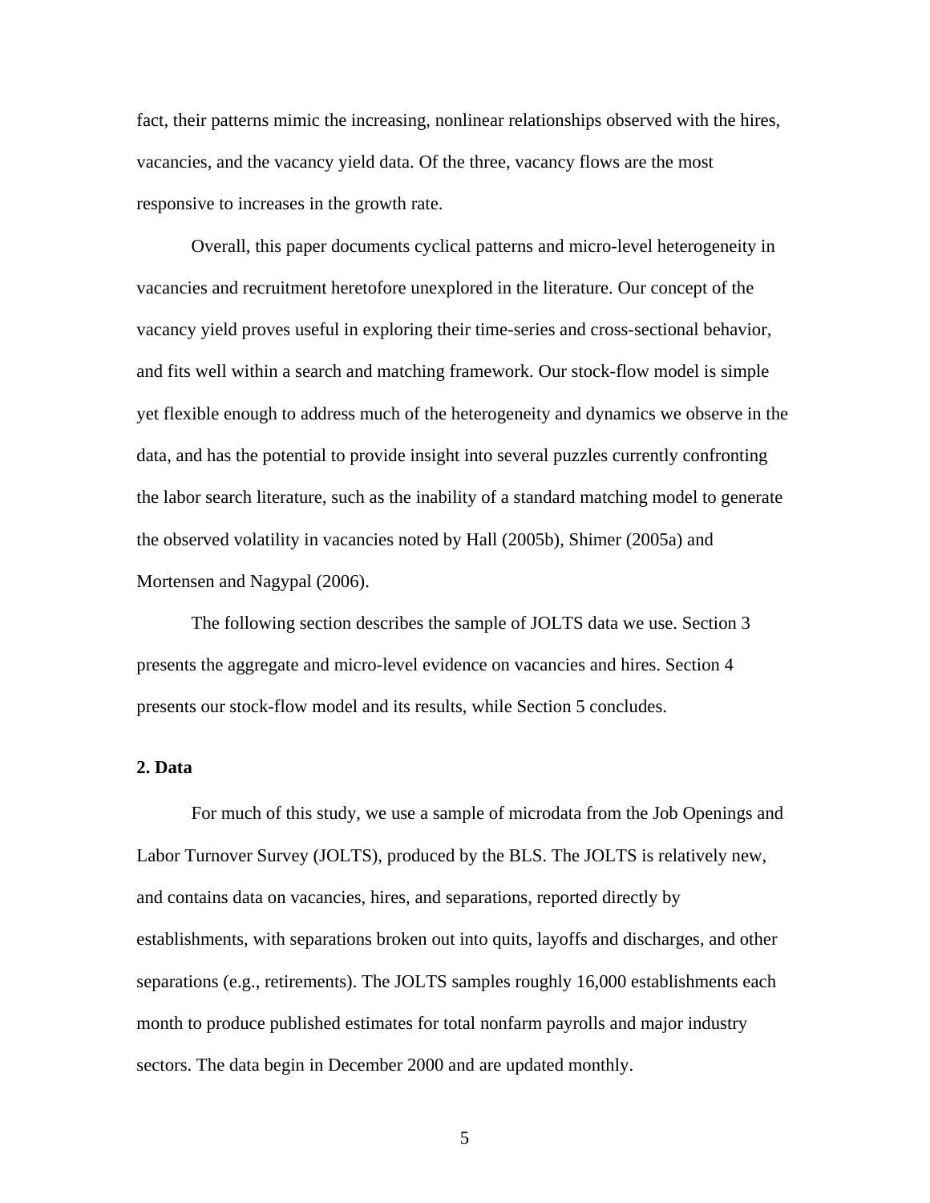fact, their patterns mimic the increasing, nonlinear relationships observed with the hires, vacancies, and the vacancy yield data. Of the three, vacancy flows are the most responsive to increases in the growth rate.

Overall, this paper documents cyclical patterns and micro-level heterogeneity in vacancies and recruitment heretofore unexplored in the literature. Our concept of the vacancy yield proves useful in exploring their time-series and cross-sectional behavior, and fits well within a search and matching framework. Our stock-flow model is simple yet flexible enough to address much of the heterogeneity and dynamics we observe in the data, and has the potential to provide insight into several puzzles currently confronting the labor search literature, such as the inability of a standard matching model to generate the observed volatility in vacancies noted by Hall (2005b), Shimer (2005a) and Mortensen and Nagypal (2006).

The following section describes the sample of JOLTS data we use. Section 3 presents the aggregate and micro-level evidence on vacancies and hires. Section 4 presents our stock-flow model and its results, while Section 5 concludes.

## 2. Data

For much of this study, we use a sample of microdata from the Job Openings and Labor Turnover Survey (JOLTS), produced by the BLS. The JOLTS is relatively new, and contains data on vacancies, hires, and separations, reported directly by establishments, with separations broken out into quits, layoffs and discharges, and other separations (e.g., retirements). The JOLTS samples roughly 16,000 establishments each month to produce published estimates for total nonfarm payrolls and major industry sectors. The data begin in December 2000 and are updated monthly.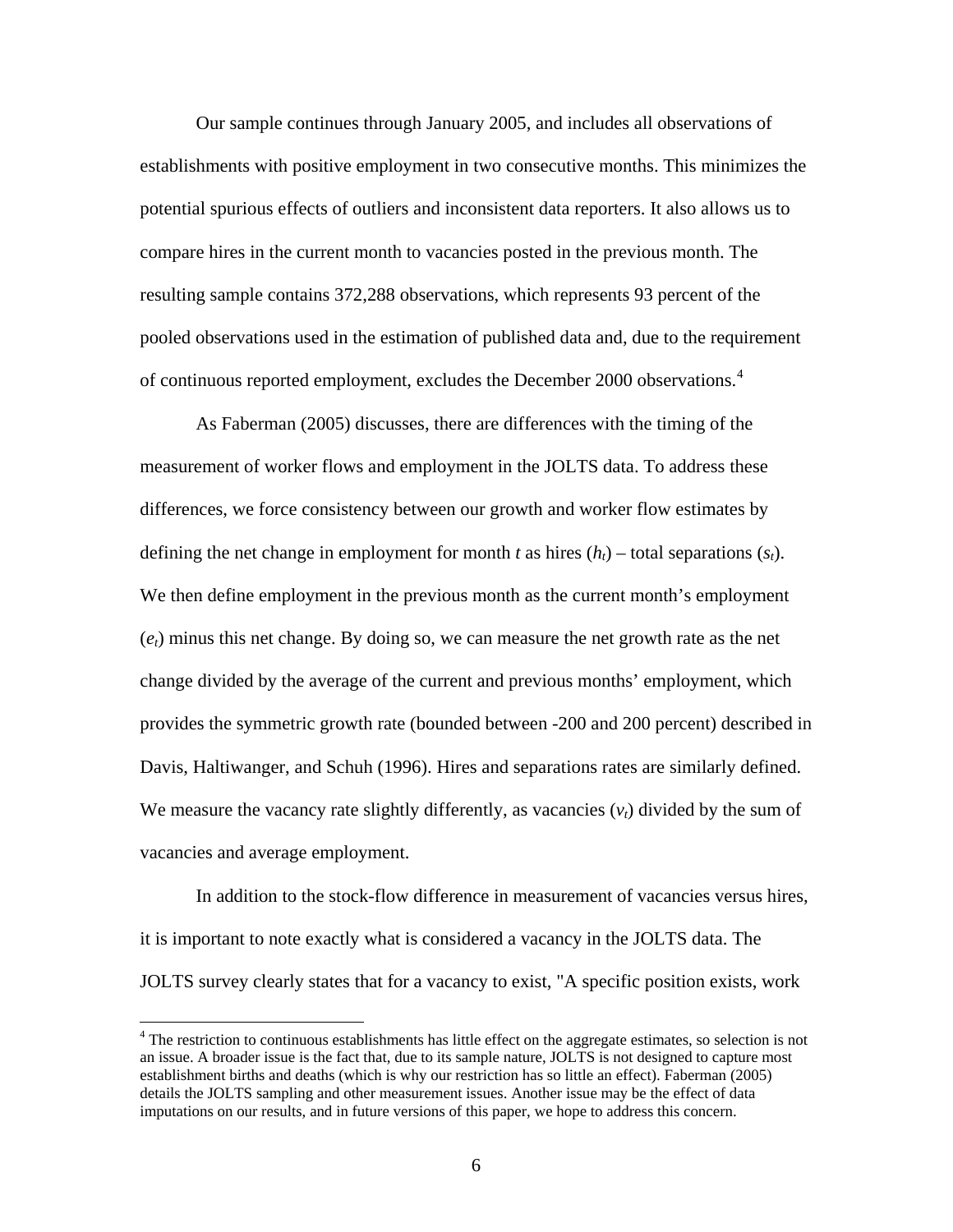Our sample continues through January 2005, and includes all observations of establishments with positive employment in two consecutive months. This minimizes the potential spurious effects of outliers and inconsistent data reporters. It also allows us to compare hires in the current month to vacancies posted in the previous month. The resulting sample contains 372,288 observations, which represents 93 percent of the pooled observations used in the estimation of published data and, due to the requirement of continuous reported employment, excludes the December 2000 observations.[4]

As Faberman (2005) discusses, there are differences with the timing of the measurement of worker flows and employment in the JOLTS data. To address these differences, we force consistency between our growth and worker flow estimates by defining the net change in employment for month $t$ as hires ($h_t$) – total separations ($s_t$). We then define employment in the previous month as the current month's employment ($e_t$) minus this net change. By doing so, we can measure the net growth rate as the net change divided by the average of the current and previous months' employment, which provides the symmetric growth rate (bounded between -200 and 200 percent) described in Davis, Haltiwanger, and Schuh (1996). Hires and separations rates are similarly defined. We measure the vacancy rate slightly differently, as vacancies ($v_t$) divided by the sum of vacancies and average employment.

In addition to the stock-flow difference in measurement of vacancies versus hires, it is important to note exactly what is considered a vacancy in the JOLTS data. The JOLTS survey clearly states that for a vacancy to exist, "A specific position exists, work

[4] The restriction to continuous establishments has little effect on the aggregate estimates, so selection is not an issue. A broader issue is the fact that, due to its sample nature, JOLTS is not designed to capture most establishment births and deaths (which is why our restriction has so little an effect). Faberman (2005) details the JOLTS sampling and other measurement issues. Another issue may be the effect of data imputations on our results, and in future versions of this paper, we hope to address this concern.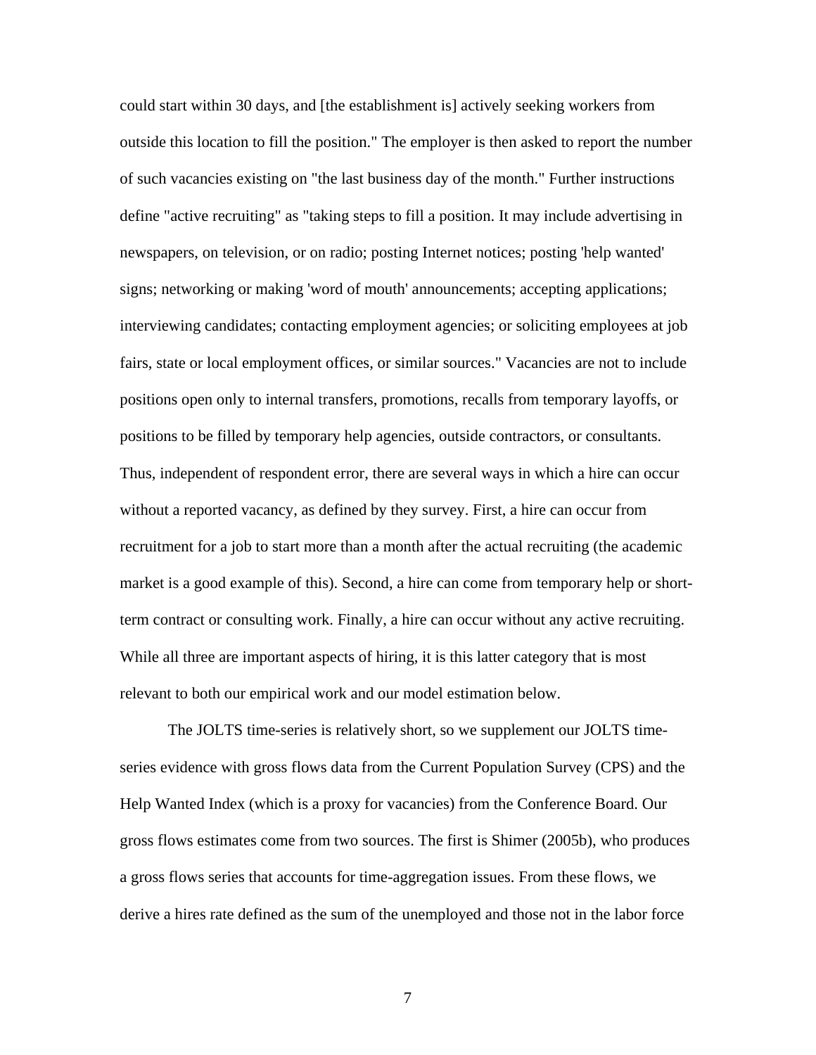could start within 30 days, and [the establishment is] actively seeking workers from outside this location to fill the position." The employer is then asked to report the number of such vacancies existing on "the last business day of the month." Further instructions define "active recruiting" as "taking steps to fill a position. It may include advertising in newspapers, on television, or on radio; posting Internet notices; posting 'help wanted' signs; networking or making 'word of mouth' announcements; accepting applications; interviewing candidates; contacting employment agencies; or soliciting employees at job fairs, state or local employment offices, or similar sources." Vacancies are not to include positions open only to internal transfers, promotions, recalls from temporary layoffs, or positions to be filled by temporary help agencies, outside contractors, or consultants. Thus, independent of respondent error, there are several ways in which a hire can occur without a reported vacancy, as defined by they survey. First, a hire can occur from recruitment for a job to start more than a month after the actual recruiting (the academic market is a good example of this). Second, a hire can come from temporary help or short-term contract or consulting work. Finally, a hire can occur without any active recruiting. While all three are important aspects of hiring, it is this latter category that is most relevant to both our empirical work and our model estimation below.

The JOLTS time-series is relatively short, so we supplement our JOLTS time-series evidence with gross flows data from the Current Population Survey (CPS) and the Help Wanted Index (which is a proxy for vacancies) from the Conference Board. Our gross flows estimates come from two sources. The first is Shimer (2005b), who produces a gross flows series that accounts for time-aggregation issues. From these flows, we derive a hires rate defined as the sum of the unemployed and those not in the labor force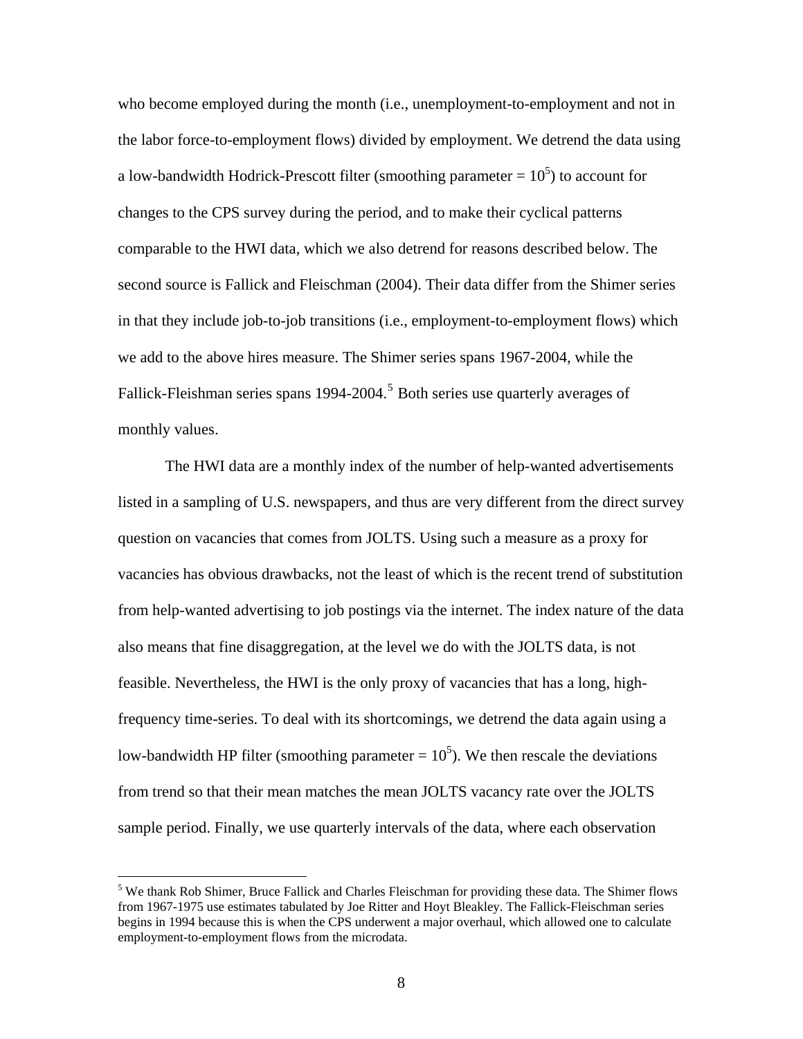who become employed during the month (i.e., unemployment-to-employment and not in the labor force-to-employment flows) divided by employment. We detrend the data using a low-bandwidth Hodrick-Prescott filter (smoothing parameter = $10^5$) to account for changes to the CPS survey during the period, and to make their cyclical patterns comparable to the HWI data, which we also detrend for reasons described below. The second source is Fallick and Fleischman (2004). Their data differ from the Shimer series in that they include job-to-job transitions (i.e., employment-to-employment flows) which we add to the above hires measure. The Shimer series spans 1967-2004, while the Fallick-Fleishman series spans 1994-2004.[5] Both series use quarterly averages of monthly values.

The HWI data are a monthly index of the number of help-wanted advertisements listed in a sampling of U.S. newspapers, and thus are very different from the direct survey question on vacancies that comes from JOLTS. Using such a measure as a proxy for vacancies has obvious drawbacks, not the least of which is the recent trend of substitution from help-wanted advertising to job postings via the internet. The index nature of the data also means that fine disaggregation, at the level we do with the JOLTS data, is not feasible. Nevertheless, the HWI is the only proxy of vacancies that has a long, high-frequency time-series. To deal with its shortcomings, we detrend the data again using a low-bandwidth HP filter (smoothing parameter = $10^5$). We then rescale the deviations from trend so that their mean matches the mean JOLTS vacancy rate over the JOLTS sample period. Finally, we use quarterly intervals of the data, where each observation

[5] We thank Rob Shimer, Bruce Fallick and Charles Fleischman for providing these data. The Shimer flows from 1967-1975 use estimates tabulated by Joe Ritter and Hoyt Bleakley. The Fallick-Fleischman series begins in 1994 because this is when the CPS underwent a major overhaul, which allowed one to calculate employment-to-employment flows from the microdata.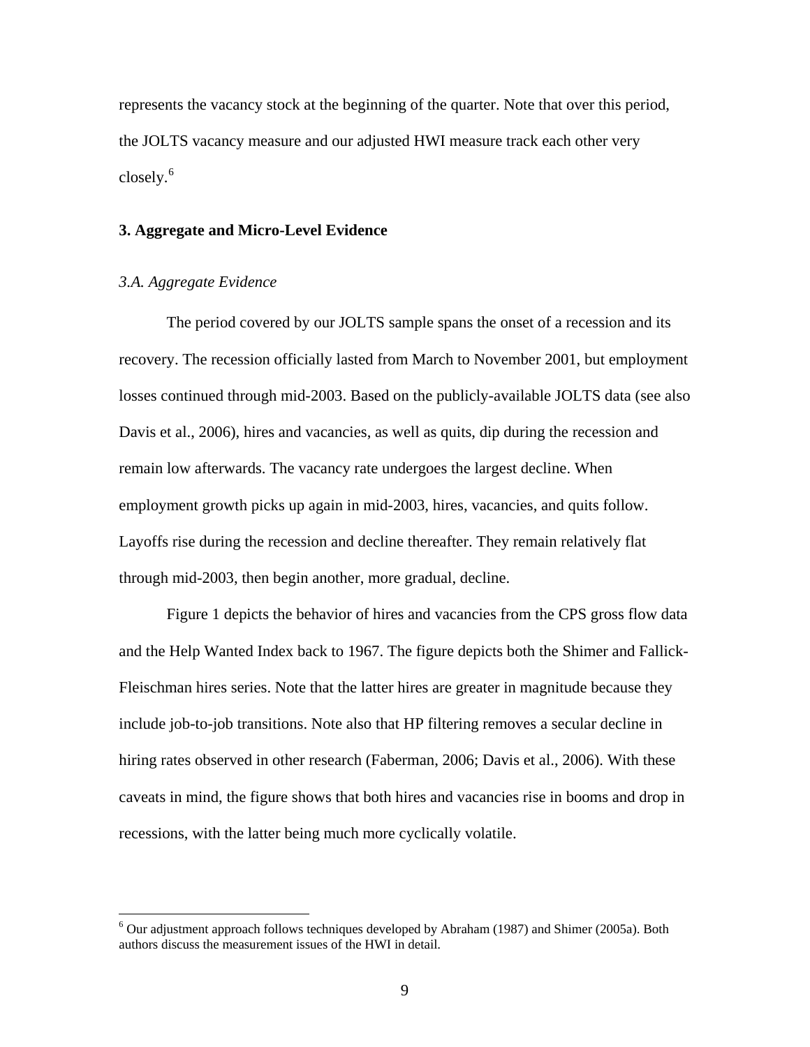represents the vacancy stock at the beginning of the quarter. Note that over this period, the JOLTS vacancy measure and our adjusted HWI measure track each other very closely.[6]

## 3. Aggregate and Micro-Level Evidence

### *3.A. Aggregate Evidence*

The period covered by our JOLTS sample spans the onset of a recession and its recovery. The recession officially lasted from March to November 2001, but employment losses continued through mid-2003. Based on the publicly-available JOLTS data (see also Davis et al., 2006), hires and vacancies, as well as quits, dip during the recession and remain low afterwards. The vacancy rate undergoes the largest decline. When employment growth picks up again in mid-2003, hires, vacancies, and quits follow. Layoffs rise during the recession and decline thereafter. They remain relatively flat through mid-2003, then begin another, more gradual, decline.

Figure 1 depicts the behavior of hires and vacancies from the CPS gross flow data and the Help Wanted Index back to 1967. The figure depicts both the Shimer and Fallick-Fleischman hires series. Note that the latter hires are greater in magnitude because they include job-to-job transitions. Note also that HP filtering removes a secular decline in hiring rates observed in other research (Faberman, 2006; Davis et al., 2006). With these caveats in mind, the figure shows that both hires and vacancies rise in booms and drop in recessions, with the latter being much more cyclically volatile.

---

[6] Our adjustment approach follows techniques developed by Abraham (1987) and Shimer (2005a). Both authors discuss the measurement issues of the HWI in detail.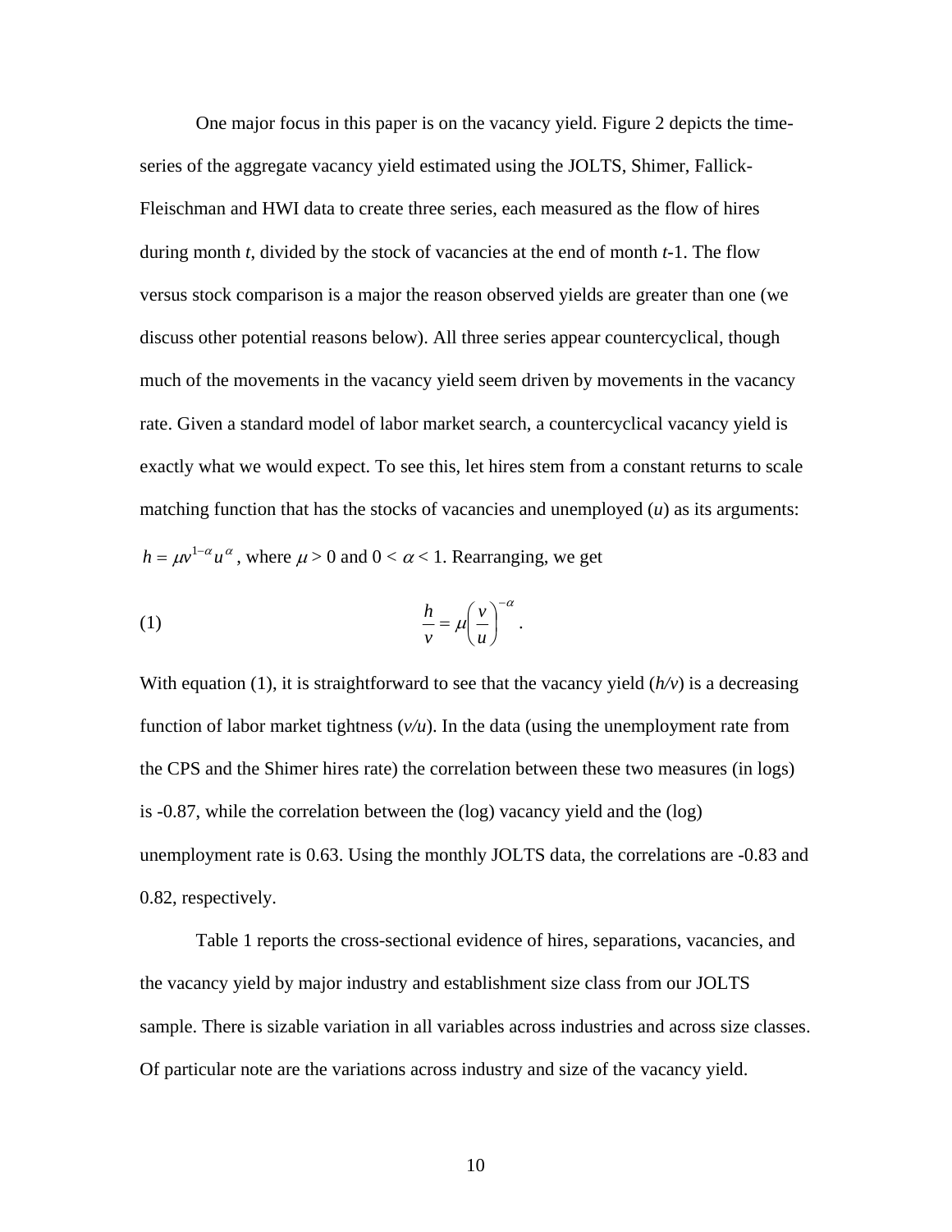One major focus in this paper is on the vacancy yield. Figure 2 depicts the time-series of the aggregate vacancy yield estimated using the JOLTS, Shimer, Fallick-Fleischman and HWI data to create three series, each measured as the flow of hires during month *t*, divided by the stock of vacancies at the end of month *t*-1. The flow versus stock comparison is a major the reason observed yields are greater than one (we discuss other potential reasons below). All three series appear countercyclical, though much of the movements in the vacancy yield seem driven by movements in the vacancy rate. Given a standard model of labor market search, a countercyclical vacancy yield is exactly what we would expect. To see this, let hires stem from a constant returns to scale matching function that has the stocks of vacancies and unemployed ($u$) as its arguments: $h = \mu v^{1-\alpha} u^{\alpha}$, where $\mu > 0$ and $0 < \alpha < 1$. Rearranging, we get

$$\frac{h}{v} = \mu \left( \frac{v}{u} \right)^{-\alpha} . \tag{1}$$

With equation (1), it is straightforward to see that the vacancy yield ($h/v$) is a decreasing function of labor market tightness ($v/u$). In the data (using the unemployment rate from the CPS and the Shimer hires rate) the correlation between these two measures (in logs) is -0.87, while the correlation between the (log) vacancy yield and the (log) unemployment rate is 0.63. Using the monthly JOLTS data, the correlations are -0.83 and 0.82, respectively.

Table 1 reports the cross-sectional evidence of hires, separations, vacancies, and the vacancy yield by major industry and establishment size class from our JOLTS sample. There is sizable variation in all variables across industries and across size classes. Of particular note are the variations across industry and size of the vacancy yield.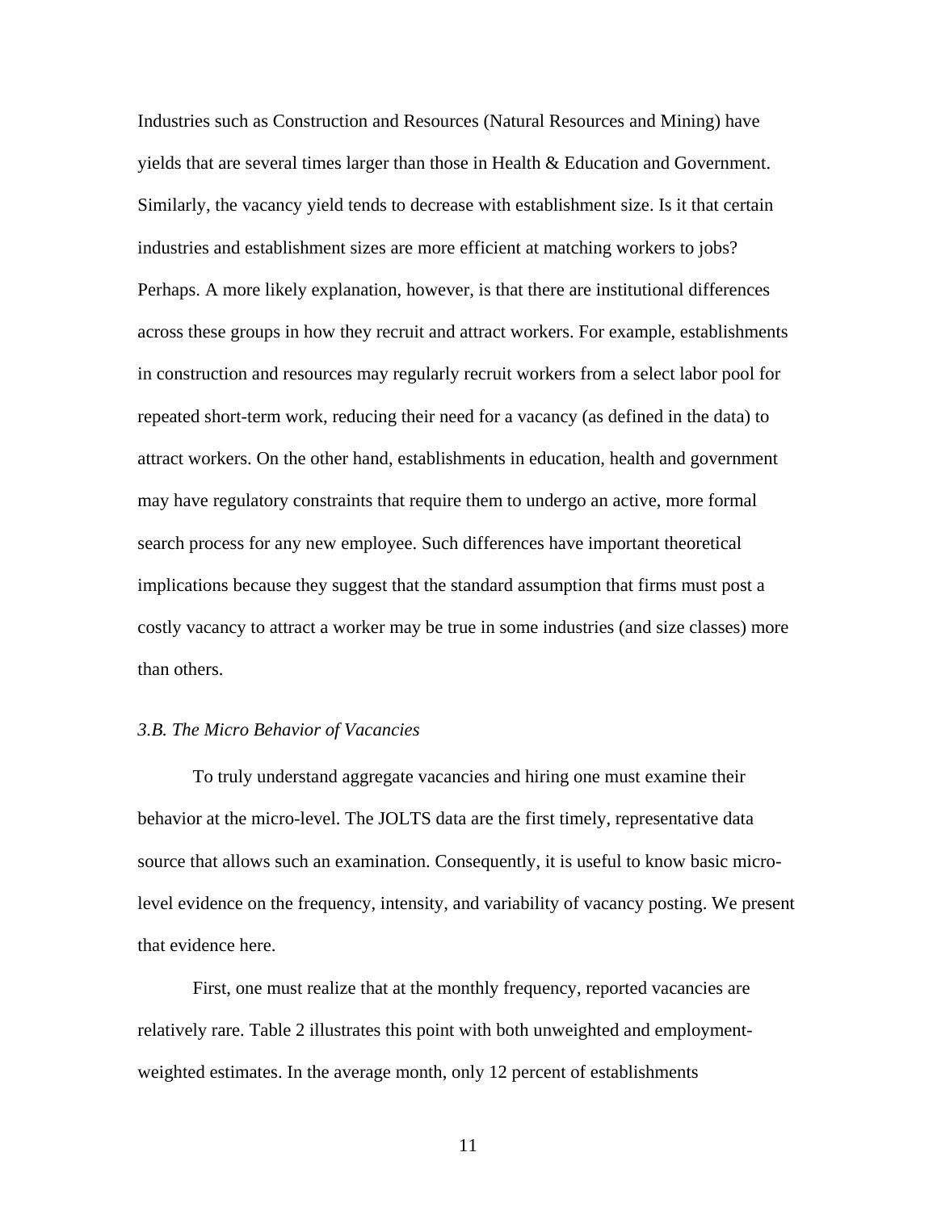Industries such as Construction and Resources (Natural Resources and Mining) have yields that are several times larger than those in Health & Education and Government. Similarly, the vacancy yield tends to decrease with establishment size. Is it that certain industries and establishment sizes are more efficient at matching workers to jobs? Perhaps. A more likely explanation, however, is that there are institutional differences across these groups in how they recruit and attract workers. For example, establishments in construction and resources may regularly recruit workers from a select labor pool for repeated short-term work, reducing their need for a vacancy (as defined in the data) to attract workers. On the other hand, establishments in education, health and government may have regulatory constraints that require them to undergo an active, more formal search process for any new employee. Such differences have important theoretical implications because they suggest that the standard assumption that firms must post a costly vacancy to attract a worker may be true in some industries (and size classes) more than others.

### *3.B. The Micro Behavior of Vacancies*

To truly understand aggregate vacancies and hiring one must examine their behavior at the micro-level. The JOLTS data are the first timely, representative data source that allows such an examination. Consequently, it is useful to know basic micro-level evidence on the frequency, intensity, and variability of vacancy posting. We present that evidence here.

First, one must realize that at the monthly frequency, reported vacancies are relatively rare. Table 2 illustrates this point with both unweighted and employment-weighted estimates. In the average month, only 12 percent of establishments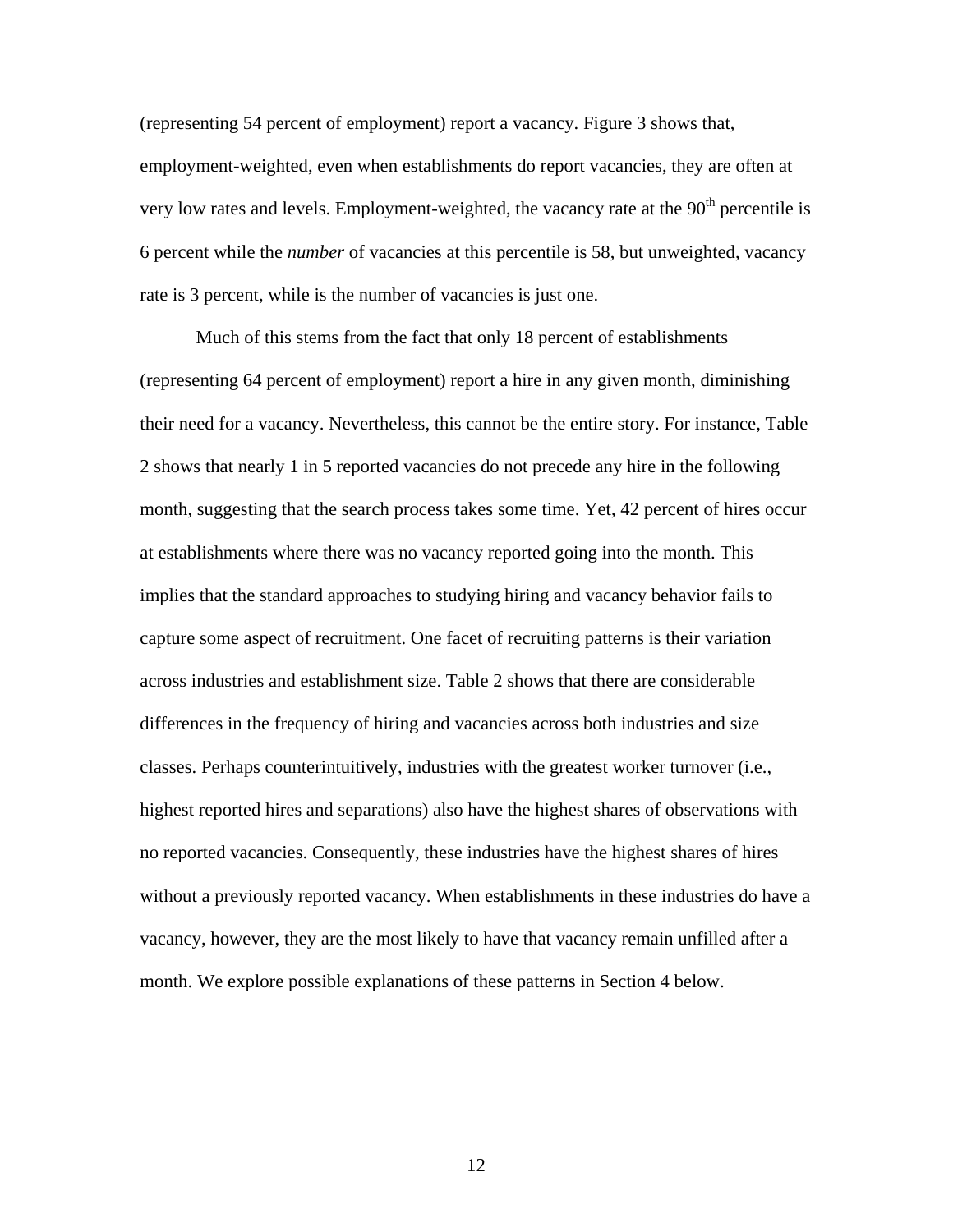(representing 54 percent of employment) report a vacancy. Figure 3 shows that, employment-weighted, even when establishments do report vacancies, they are often at very low rates and levels. Employment-weighted, the vacancy rate at the 90th percentile is 6 percent while the *number* of vacancies at this percentile is 58, but unweighted, vacancy rate is 3 percent, while is the number of vacancies is just one.

Much of this stems from the fact that only 18 percent of establishments (representing 64 percent of employment) report a hire in any given month, diminishing their need for a vacancy. Nevertheless, this cannot be the entire story. For instance, Table 2 shows that nearly 1 in 5 reported vacancies do not precede any hire in the following month, suggesting that the search process takes some time. Yet, 42 percent of hires occur at establishments where there was no vacancy reported going into the month. This implies that the standard approaches to studying hiring and vacancy behavior fails to capture some aspect of recruitment. One facet of recruiting patterns is their variation across industries and establishment size. Table 2 shows that there are considerable differences in the frequency of hiring and vacancies across both industries and size classes. Perhaps counterintuitively, industries with the greatest worker turnover (i.e., highest reported hires and separations) also have the highest shares of observations with no reported vacancies. Consequently, these industries have the highest shares of hires without a previously reported vacancy. When establishments in these industries do have a vacancy, however, they are the most likely to have that vacancy remain unfilled after a month. We explore possible explanations of these patterns in Section 4 below.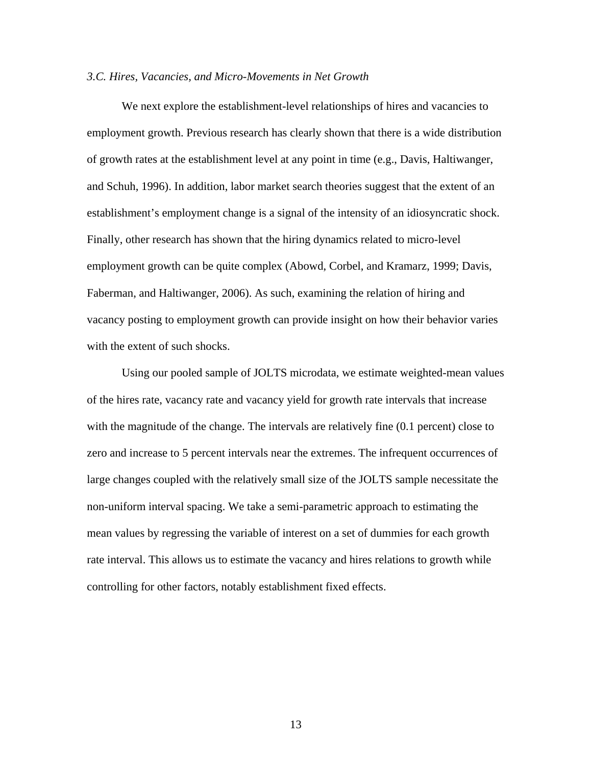### *3.C. Hires, Vacancies, and Micro-Movements in Net Growth*

We next explore the establishment-level relationships of hires and vacancies to employment growth. Previous research has clearly shown that there is a wide distribution of growth rates at the establishment level at any point in time (e.g., Davis, Haltiwanger, and Schuh, 1996). In addition, labor market search theories suggest that the extent of an establishment's employment change is a signal of the intensity of an idiosyncratic shock. Finally, other research has shown that the hiring dynamics related to micro-level employment growth can be quite complex (Abowd, Corbel, and Kramarz, 1999; Davis, Faberman, and Haltiwanger, 2006). As such, examining the relation of hiring and vacancy posting to employment growth can provide insight on how their behavior varies with the extent of such shocks.

Using our pooled sample of JOLTS microdata, we estimate weighted-mean values of the hires rate, vacancy rate and vacancy yield for growth rate intervals that increase with the magnitude of the change. The intervals are relatively fine (0.1 percent) close to zero and increase to 5 percent intervals near the extremes. The infrequent occurrences of large changes coupled with the relatively small size of the JOLTS sample necessitate the non-uniform interval spacing. We take a semi-parametric approach to estimating the mean values by regressing the variable of interest on a set of dummies for each growth rate interval. This allows us to estimate the vacancy and hires relations to growth while controlling for other factors, notably establishment fixed effects.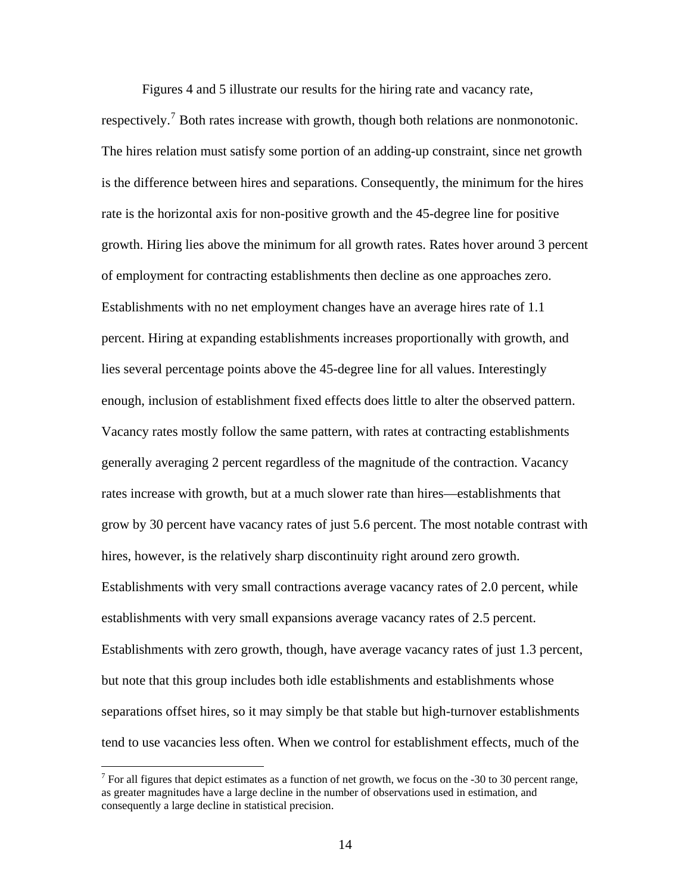Figures 4 and 5 illustrate our results for the hiring rate and vacancy rate, respectively.[7] Both rates increase with growth, though both relations are nonmonotonic. The hires relation must satisfy some portion of an adding-up constraint, since net growth is the difference between hires and separations. Consequently, the minimum for the hires rate is the horizontal axis for non-positive growth and the 45-degree line for positive growth. Hiring lies above the minimum for all growth rates. Rates hover around 3 percent of employment for contracting establishments then decline as one approaches zero. Establishments with no net employment changes have an average hires rate of 1.1 percent. Hiring at expanding establishments increases proportionally with growth, and lies several percentage points above the 45-degree line for all values. Interestingly enough, inclusion of establishment fixed effects does little to alter the observed pattern. Vacancy rates mostly follow the same pattern, with rates at contracting establishments generally averaging 2 percent regardless of the magnitude of the contraction. Vacancy rates increase with growth, but at a much slower rate than hires—establishments that grow by 30 percent have vacancy rates of just 5.6 percent. The most notable contrast with hires, however, is the relatively sharp discontinuity right around zero growth. Establishments with very small contractions average vacancy rates of 2.0 percent, while establishments with very small expansions average vacancy rates of 2.5 percent. Establishments with zero growth, though, have average vacancy rates of just 1.3 percent, but note that this group includes both idle establishments and establishments whose separations offset hires, so it may simply be that stable but high-turnover establishments tend to use vacancies less often. When we control for establishment effects, much of the

[7] For all figures that depict estimates as a function of net growth, we focus on the -30 to 30 percent range, as greater magnitudes have a large decline in the number of observations used in estimation, and consequently a large decline in statistical precision.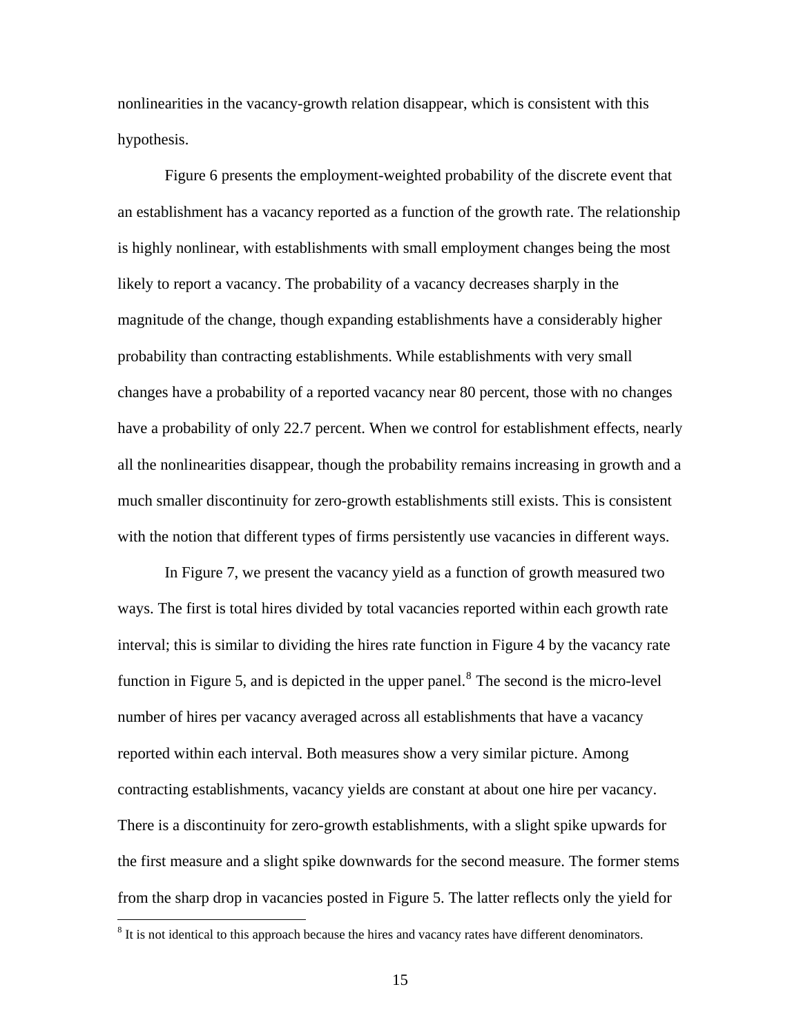nonlinearities in the vacancy-growth relation disappear, which is consistent with this hypothesis.

Figure 6 presents the employment-weighted probability of the discrete event that an establishment has a vacancy reported as a function of the growth rate. The relationship is highly nonlinear, with establishments with small employment changes being the most likely to report a vacancy. The probability of a vacancy decreases sharply in the magnitude of the change, though expanding establishments have a considerably higher probability than contracting establishments. While establishments with very small changes have a probability of a reported vacancy near 80 percent, those with no changes have a probability of only 22.7 percent. When we control for establishment effects, nearly all the nonlinearities disappear, though the probability remains increasing in growth and a much smaller discontinuity for zero-growth establishments still exists. This is consistent with the notion that different types of firms persistently use vacancies in different ways.

In Figure 7, we present the vacancy yield as a function of growth measured two ways. The first is total hires divided by total vacancies reported within each growth rate interval; this is similar to dividing the hires rate function in Figure 4 by the vacancy rate function in Figure 5, and is depicted in the upper panel.[8] The second is the micro-level number of hires per vacancy averaged across all establishments that have a vacancy reported within each interval. Both measures show a very similar picture. Among contracting establishments, vacancy yields are constant at about one hire per vacancy. There is a discontinuity for zero-growth establishments, with a slight spike upwards for the first measure and a slight spike downwards for the second measure. The former stems from the sharp drop in vacancies posted in Figure 5. The latter reflects only the yield for

[8] It is not identical to this approach because the hires and vacancy rates have different denominators.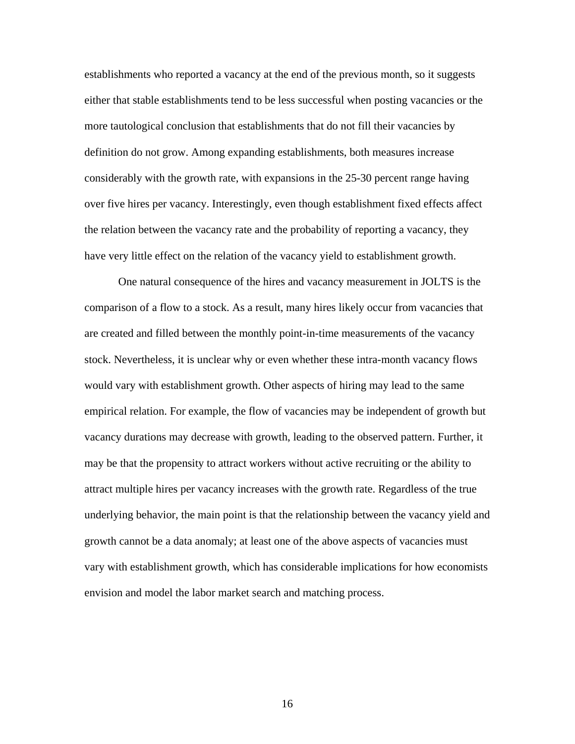establishments who reported a vacancy at the end of the previous month, so it suggests either that stable establishments tend to be less successful when posting vacancies or the more tautological conclusion that establishments that do not fill their vacancies by definition do not grow. Among expanding establishments, both measures increase considerably with the growth rate, with expansions in the 25-30 percent range having over five hires per vacancy. Interestingly, even though establishment fixed effects affect the relation between the vacancy rate and the probability of reporting a vacancy, they have very little effect on the relation of the vacancy yield to establishment growth.

One natural consequence of the hires and vacancy measurement in JOLTS is the comparison of a flow to a stock. As a result, many hires likely occur from vacancies that are created and filled between the monthly point-in-time measurements of the vacancy stock. Nevertheless, it is unclear why or even whether these intra-month vacancy flows would vary with establishment growth. Other aspects of hiring may lead to the same empirical relation. For example, the flow of vacancies may be independent of growth but vacancy durations may decrease with growth, leading to the observed pattern. Further, it may be that the propensity to attract workers without active recruiting or the ability to attract multiple hires per vacancy increases with the growth rate. Regardless of the true underlying behavior, the main point is that the relationship between the vacancy yield and growth cannot be a data anomaly; at least one of the above aspects of vacancies must vary with establishment growth, which has considerable implications for how economists envision and model the labor market search and matching process.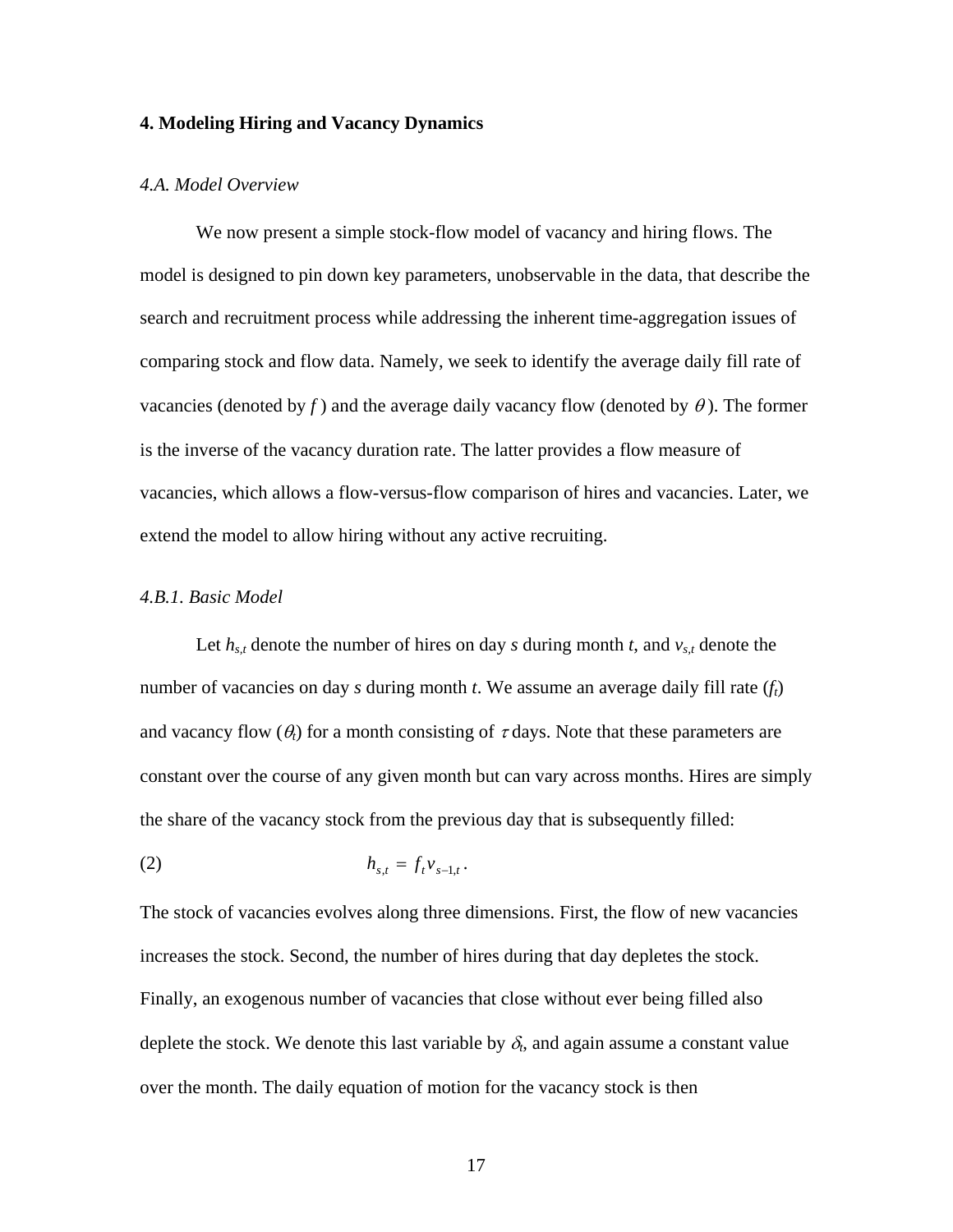## 4. Modeling Hiring and Vacancy Dynamics

### *4.A. Model Overview*

We now present a simple stock-flow model of vacancy and hiring flows. The model is designed to pin down key parameters, unobservable in the data, that describe the search and recruitment process while addressing the inherent time-aggregation issues of comparing stock and flow data. Namely, we seek to identify the average daily fill rate of vacancies (denoted by $f$) and the average daily vacancy flow (denoted by $\theta$). The former is the inverse of the vacancy duration rate. The latter provides a flow measure of vacancies, which allows a flow-versus-flow comparison of hires and vacancies. Later, we extend the model to allow hiring without any active recruiting.

### *4.B.1. Basic Model*

Let $h_{s,t}$ denote the number of hires on day $s$ during month $t$, and $v_{s,t}$ denote the number of vacancies on day $s$ during month $t$. We assume an average daily fill rate ($f_t$) and vacancy flow ($\theta_t$) for a month consisting of $\tau$ days. Note that these parameters are constant over the course of any given month but can vary across months. Hires are simply the share of the vacancy stock from the previous day that is subsequently filled:

$$h_{s,t} = f_t v_{s-1,t} . \tag{2}$$

The stock of vacancies evolves along three dimensions. First, the flow of new vacancies increases the stock. Second, the number of hires during that day depletes the stock. Finally, an exogenous number of vacancies that close without ever being filled also deplete the stock. We denote this last variable by $\delta_t$, and again assume a constant value over the month. The daily equation of motion for the vacancy stock is then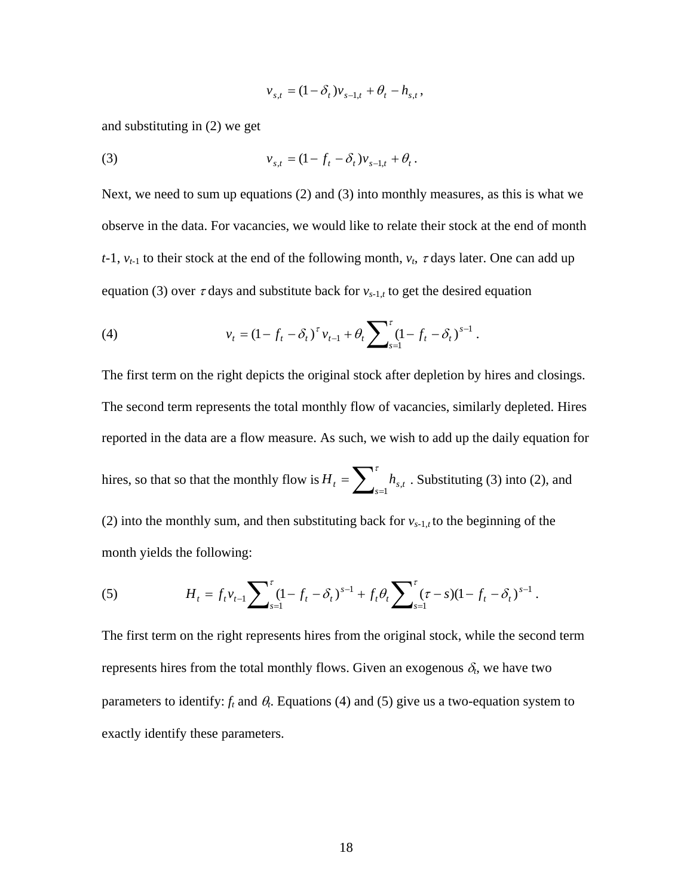$$v_{s,t} = (1-\delta_t)v_{s-1,t} + \theta_t - h_{s,t},$$

and substituting in (2) we get

$$\text{(3)} \qquad v_{s,t} = (1 - f_t - \delta_t)v_{s-1,t} + \theta_t .$$

Next, we need to sum up equations (2) and (3) into monthly measures, as this is what we observe in the data. For vacancies, we would like to relate their stock at the end of month $t$-1, $v_{t-1}$ to their stock at the end of the following month, $v_t$, $\tau$ days later. One can add up equation (3) over $\tau$ days and substitute back for $v_{s-1,t}$ to get the desired equation

$$\text{(4)} \qquad v_t = (1 - f_t - \delta_t)^{\tau} v_{t-1} + \theta_t \sum_{s=1}^{\tau} (1 - f_t - \delta_t)^{s-1} .$$

The first term on the right depicts the original stock after depletion by hires and closings. The second term represents the total monthly flow of vacancies, similarly depleted. Hires reported in the data are a flow measure. As such, we wish to add up the daily equation for hires, so that so that the monthly flow is $H_t = \sum_{s=1}^{\tau} h_{s,t}$ . Substituting (3) into (2), and (2) into the monthly sum, and then substituting back for $v_{s-1,t}$ to the beginning of the month yields the following:

$$\text{(5)} \qquad H_t = f_t v_{t-1} \sum_{s=1}^{\tau} (1 - f_t - \delta_t)^{s-1} + f_t \theta_t \sum_{s=1}^{\tau} (\tau - s)(1 - f_t - \delta_t)^{s-1} .$$

The first term on the right represents hires from the original stock, while the second term represents hires from the total monthly flows. Given an exogenous $\delta_t$, we have two parameters to identify: $f_t$ and $\theta_t$. Equations (4) and (5) give us a two-equation system to exactly identify these parameters.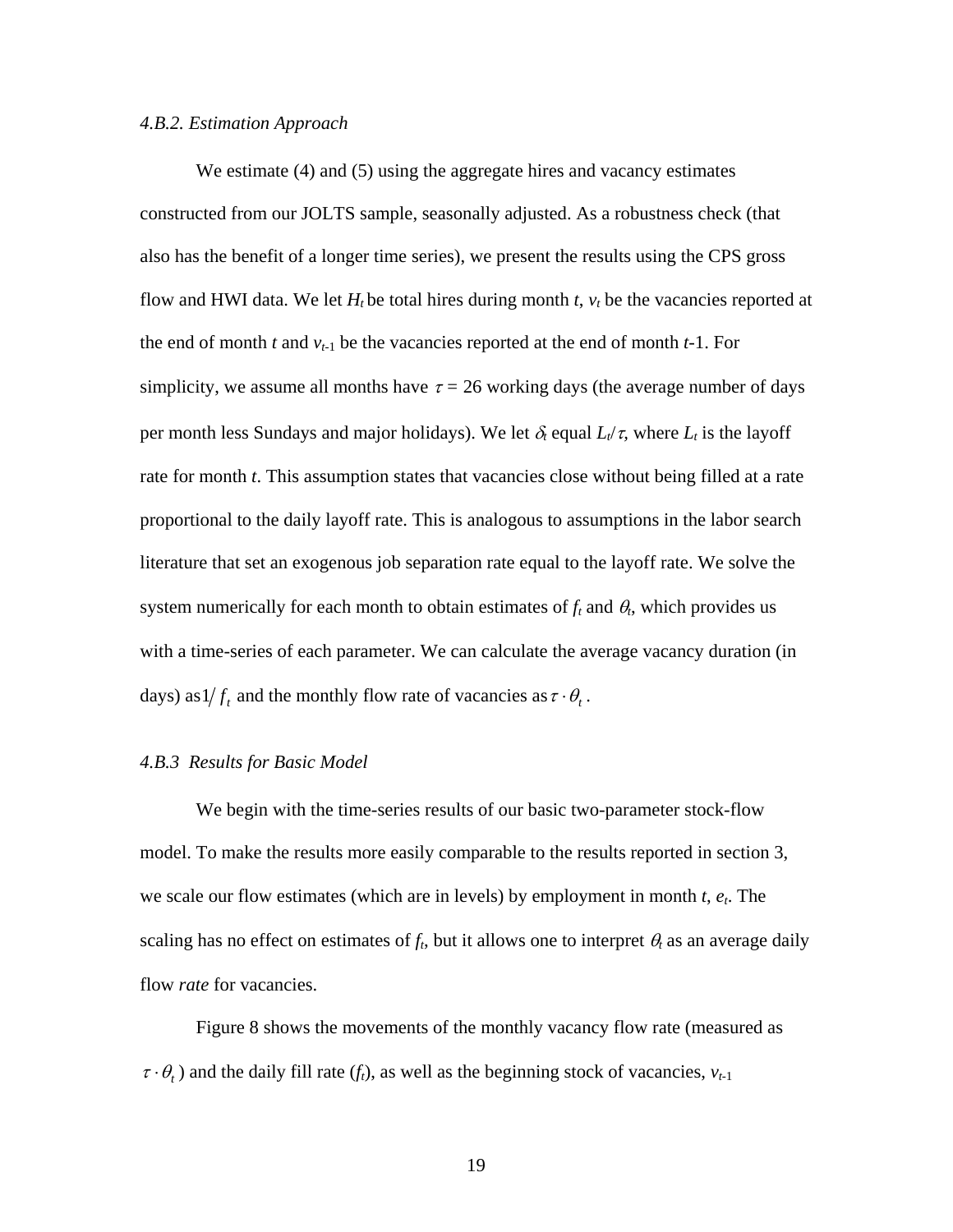### 4.B.2. Estimation Approach

We estimate (4) and (5) using the aggregate hires and vacancy estimates constructed from our JOLTS sample, seasonally adjusted. As a robustness check (that also has the benefit of a longer time series), we present the results using the CPS gross flow and HWI data. We let $H_t$ be total hires during month $t$, $v_t$ be the vacancies reported at the end of month $t$ and $v_{t-1}$ be the vacancies reported at the end of month $t$-1. For simplicity, we assume all months have $\tau = 26$ working days (the average number of days per month less Sundays and major holidays). We let $\delta_t$ equal $L_t/\tau$, where $L_t$ is the layoff rate for month $t$. This assumption states that vacancies close without being filled at a rate proportional to the daily layoff rate. This is analogous to assumptions in the labor search literature that set an exogenous job separation rate equal to the layoff rate. We solve the system numerically for each month to obtain estimates of $f_t$ and $\theta_t$, which provides us with a time-series of each parameter. We can calculate the average vacancy duration (in days) as $1/f_t$ and the monthly flow rate of vacancies as $\tau \cdot \theta_t$.

### 4.B.3 Results for Basic Model

We begin with the time-series results of our basic two-parameter stock-flow model. To make the results more easily comparable to the results reported in section 3, we scale our flow estimates (which are in levels) by employment in month $t$, $e_t$. The scaling has no effect on estimates of $f_t$, but it allows one to interpret $\theta_t$ as an average daily flow *rate* for vacancies.

Figure 8 shows the movements of the monthly vacancy flow rate (measured as $\tau \cdot \theta_t$) and the daily fill rate ($f_t$), as well as the beginning stock of vacancies, $v_{t-1}$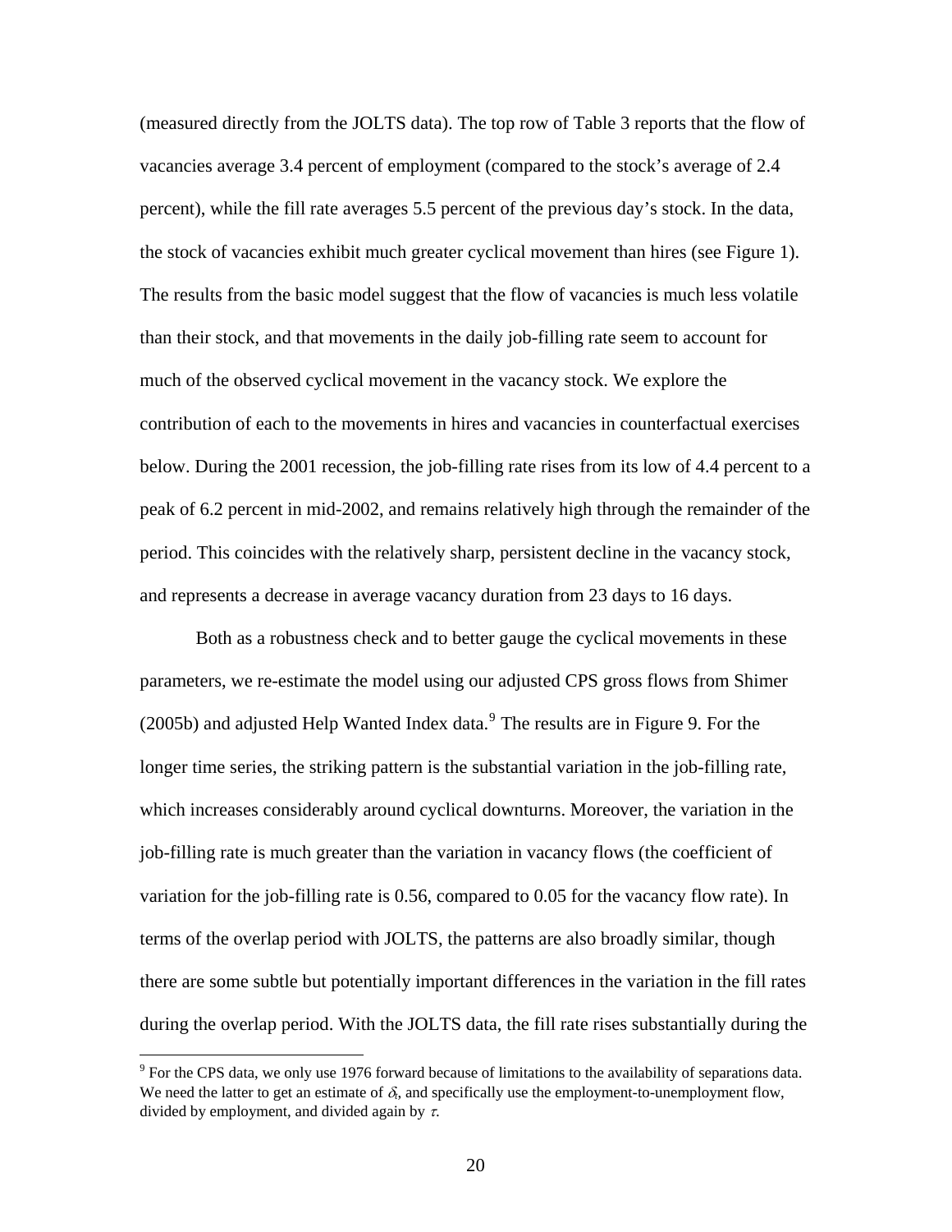(measured directly from the JOLTS data). The top row of Table 3 reports that the flow of vacancies average 3.4 percent of employment (compared to the stock's average of 2.4 percent), while the fill rate averages 5.5 percent of the previous day's stock. In the data, the stock of vacancies exhibit much greater cyclical movement than hires (see Figure 1). The results from the basic model suggest that the flow of vacancies is much less volatile than their stock, and that movements in the daily job-filling rate seem to account for much of the observed cyclical movement in the vacancy stock. We explore the contribution of each to the movements in hires and vacancies in counterfactual exercises below. During the 2001 recession, the job-filling rate rises from its low of 4.4 percent to a peak of 6.2 percent in mid-2002, and remains relatively high through the remainder of the period. This coincides with the relatively sharp, persistent decline in the vacancy stock, and represents a decrease in average vacancy duration from 23 days to 16 days.

Both as a robustness check and to better gauge the cyclical movements in these parameters, we re-estimate the model using our adjusted CPS gross flows from Shimer (2005b) and adjusted Help Wanted Index data.[9] The results are in Figure 9. For the longer time series, the striking pattern is the substantial variation in the job-filling rate, which increases considerably around cyclical downturns. Moreover, the variation in the job-filling rate is much greater than the variation in vacancy flows (the coefficient of variation for the job-filling rate is 0.56, compared to 0.05 for the vacancy flow rate). In terms of the overlap period with JOLTS, the patterns are also broadly similar, though there are some subtle but potentially important differences in the variation in the fill rates during the overlap period. With the JOLTS data, the fill rate rises substantially during the

[9] For the CPS data, we only use 1976 forward because of limitations to the availability of separations data. We need the latter to get an estimate of $\delta_t$, and specifically use the employment-to-unemployment flow, divided by employment, and divided again by $\tau$.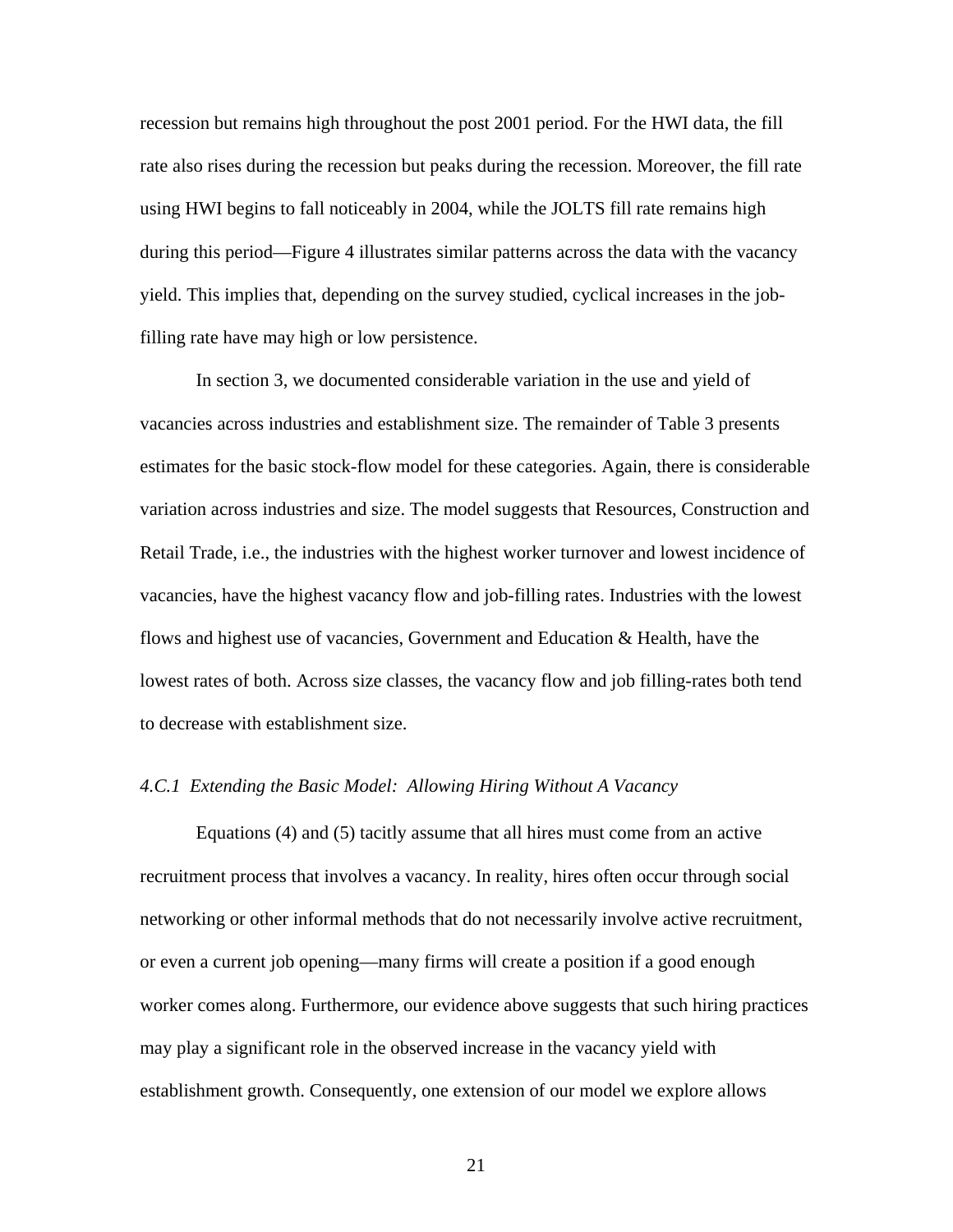recession but remains high throughout the post 2001 period. For the HWI data, the fill rate also rises during the recession but peaks during the recession. Moreover, the fill rate using HWI begins to fall noticeably in 2004, while the JOLTS fill rate remains high during this period—Figure 4 illustrates similar patterns across the data with the vacancy yield. This implies that, depending on the survey studied, cyclical increases in the job-filling rate have may high or low persistence.

In section 3, we documented considerable variation in the use and yield of vacancies across industries and establishment size. The remainder of Table 3 presents estimates for the basic stock-flow model for these categories. Again, there is considerable variation across industries and size. The model suggests that Resources, Construction and Retail Trade, i.e., the industries with the highest worker turnover and lowest incidence of vacancies, have the highest vacancy flow and job-filling rates. Industries with the lowest flows and highest use of vacancies, Government and Education & Health, have the lowest rates of both. Across size classes, the vacancy flow and job filling-rates both tend to decrease with establishment size.

### *4.C.1 Extending the Basic Model: Allowing Hiring Without A Vacancy*

Equations (4) and (5) tacitly assume that all hires must come from an active recruitment process that involves a vacancy. In reality, hires often occur through social networking or other informal methods that do not necessarily involve active recruitment, or even a current job opening—many firms will create a position if a good enough worker comes along. Furthermore, our evidence above suggests that such hiring practices may play a significant role in the observed increase in the vacancy yield with establishment growth. Consequently, one extension of our model we explore allows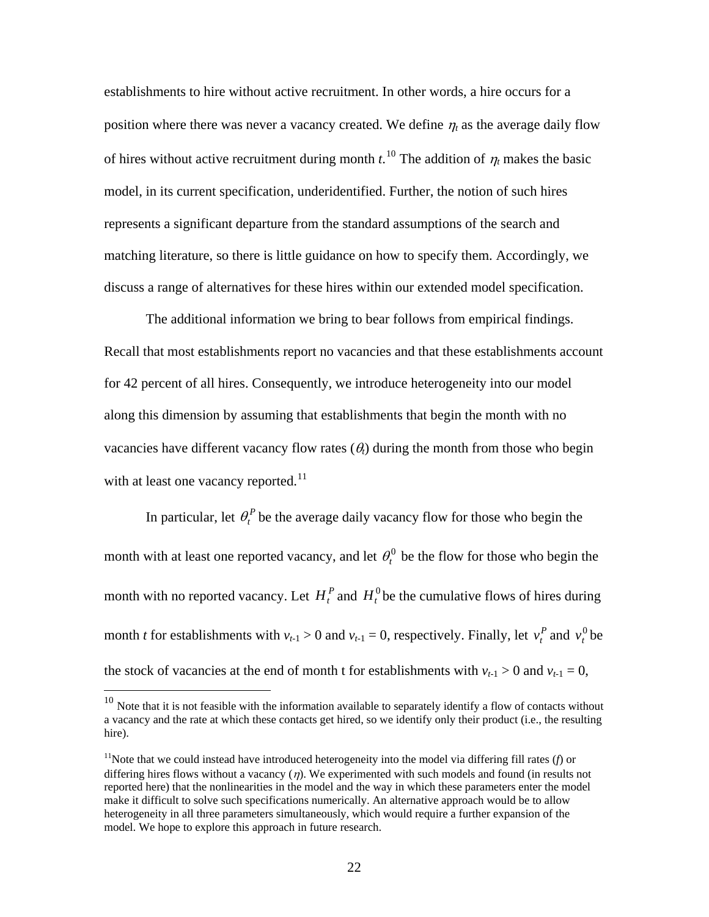establishments to hire without active recruitment. In other words, a hire occurs for a position where there was never a vacancy created. We define $\eta_t$ as the average daily flow of hires without active recruitment during month $t$.[10] The addition of $\eta_t$ makes the basic model, in its current specification, underidentified. Further, the notion of such hires represents a significant departure from the standard assumptions of the search and matching literature, so there is little guidance on how to specify them. Accordingly, we discuss a range of alternatives for these hires within our extended model specification.

The additional information we bring to bear follows from empirical findings. Recall that most establishments report no vacancies and that these establishments account for 42 percent of all hires. Consequently, we introduce heterogeneity into our model along this dimension by assuming that establishments that begin the month with no vacancies have different vacancy flow rates ($\theta_t$) during the month from those who begin with at least one vacancy reported.[11]

In particular, let $\theta_t^P$ be the average daily vacancy flow for those who begin the month with at least one reported vacancy, and let $\theta_t^0$ be the flow for those who begin the month with no reported vacancy. Let $H_t^P$ and $H_t^0$ be the cumulative flows of hires during month $t$ for establishments with $v_{t-1} > 0$ and $v_{t-1} = 0$, respectively. Finally, let $v_t^P$ and $v_t^0$ be the stock of vacancies at the end of month t for establishments with $v_{t-1} > 0$ and $v_{t-1} = 0$,

[10] Note that it is not feasible with the information available to separately identify a flow of contacts without a vacancy and the rate at which these contacts get hired, so we identify only their product (i.e., the resulting hire).

[11] Note that we could instead have introduced heterogeneity into the model via differing fill rates ($f$) or differing hires flows without a vacancy ($\eta$). We experimented with such models and found (in results not reported here) that the nonlinearities in the model and the way in which these parameters enter the model make it difficult to solve such specifications numerically. An alternative approach would be to allow heterogeneity in all three parameters simultaneously, which would require a further expansion of the model. We hope to explore this approach in future research.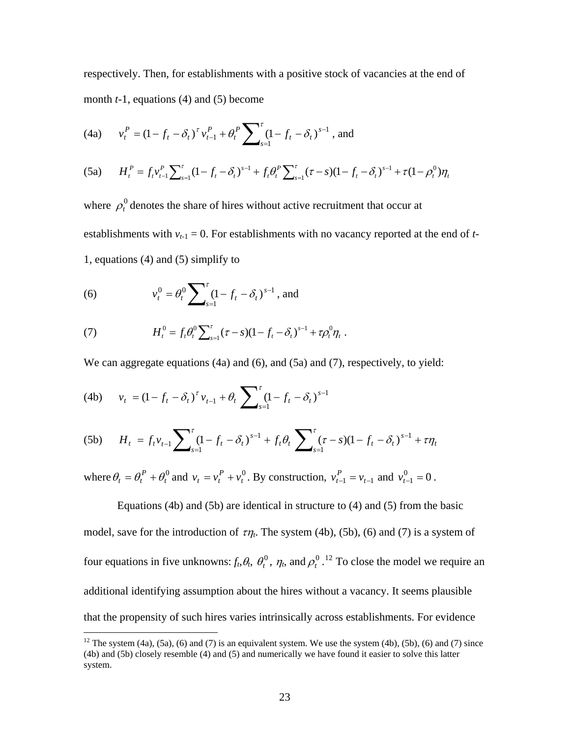respectively. Then, for establishments with a positive stock of vacancies at the end of month $t$-1, equations (4) and (5) become

$$\text{(4a)} \qquad v_t^P = (1 - f_t - \delta_t)^\tau v_{t-1}^P + \theta_t^P \sum_{s=1}^{\tau} (1 - f_t - \delta_t)^{s-1} \text{, and}$$

$$\text{(5a)} \qquad H_t^P = f_t v_{t-1}^P \sum_{s=1}^{\tau} (1 - f_t - \delta_t)^{s-1} + f_t \theta_t^P \sum_{s=1}^{\tau} (\tau - s)(1 - f_t - \delta_t)^{s-1} + \tau(1 - \rho_t^0)\eta_t$$

where $\rho_t^0$ denotes the share of hires without active recruitment that occur at establishments with $v_{t-1} = 0$. For establishments with no vacancy reported at the end of $t$-1, equations (4) and (5) simplify to

$$\text{(6)} \qquad v_t^0 = \theta_t^0 \sum_{s=1}^{\tau} (1 - f_t - \delta_t)^{s-1} \text{, and}$$

$$\text{(7)} \qquad H_t^0 = f_t \theta_t^0 \sum_{s=1}^{\tau} (\tau - s)(1 - f_t - \delta_t)^{s-1} + \tau \rho_t^0 \eta_t \text{ .}$$

We can aggregate equations (4a) and (6), and (5a) and (7), respectively, to yield:

$$\text{(4b)} \qquad v_t = (1 - f_t - \delta_t)^\tau v_{t-1} + \theta_t \sum_{s=1}^{\tau} (1 - f_t - \delta_t)^{s-1}$$

$$\text{(5b)} \qquad H_t = f_t v_{t-1} \sum_{s=1}^{\tau} (1 - f_t - \delta_t)^{s-1} + f_t \theta_t \sum_{s=1}^{\tau} (\tau - s)(1 - f_t - \delta_t)^{s-1} + \tau \eta_t$$

where $\theta_t = \theta_t^P + \theta_t^0$ and $v_t = v_t^P + v_t^0$. By construction, $v_{t-1}^P = v_{t-1}$ and $v_{t-1}^0 = 0$.

Equations (4b) and (5b) are identical in structure to (4) and (5) from the basic model, save for the introduction of $\tau\eta_t$. The system (4b), (5b), (6) and (7) is a system of four equations in five unknowns: $f_t, \theta_t$, $\theta_t^0$, $\eta_t$, and $\rho_t^0$.[12] To close the model we require an additional identifying assumption about the hires without a vacancy. It seems plausible that the propensity of such hires varies intrinsically across establishments. For evidence

[12] The system (4a), (5a), (6) and (7) is an equivalent system. We use the system (4b), (5b), (6) and (7) since (4b) and (5b) closely resemble (4) and (5) and numerically we have found it easier to solve this latter system.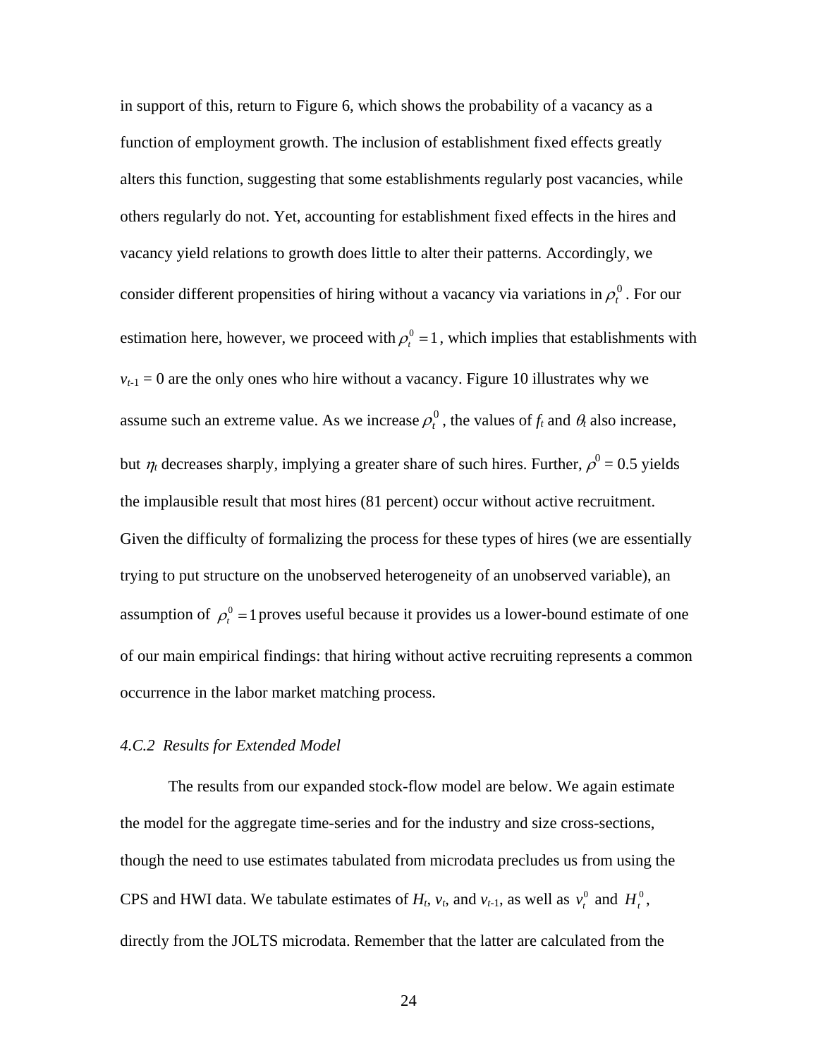in support of this, return to Figure 6, which shows the probability of a vacancy as a function of employment growth. The inclusion of establishment fixed effects greatly alters this function, suggesting that some establishments regularly post vacancies, while others regularly do not. Yet, accounting for establishment fixed effects in the hires and vacancy yield relations to growth does little to alter their patterns. Accordingly, we consider different propensities of hiring without a vacancy via variations in $\rho_t^0$. For our estimation here, however, we proceed with $\rho_t^0 = 1$, which implies that establishments with $v_{t-1} = 0$ are the only ones who hire without a vacancy. Figure 10 illustrates why we assume such an extreme value. As we increase $\rho_t^0$, the values of $f_t$ and $\theta_t$ also increase, but $\eta_t$ decreases sharply, implying a greater share of such hires. Further, $\rho^0 = 0.5$ yields the implausible result that most hires (81 percent) occur without active recruitment. Given the difficulty of formalizing the process for these types of hires (we are essentially trying to put structure on the unobserved heterogeneity of an unobserved variable), an assumption of $\rho_t^0 = 1$ proves useful because it provides us a lower-bound estimate of one of our main empirical findings: that hiring without active recruiting represents a common occurrence in the labor market matching process.

### *4.C.2 Results for Extended Model*

The results from our expanded stock-flow model are below. We again estimate the model for the aggregate time-series and for the industry and size cross-sections, though the need to use estimates tabulated from microdata precludes us from using the CPS and HWI data. We tabulate estimates of $H_t$, $v_t$, and $v_{t-1}$, as well as $v_t^0$ and $H_t^0$, directly from the JOLTS microdata. Remember that the latter are calculated from the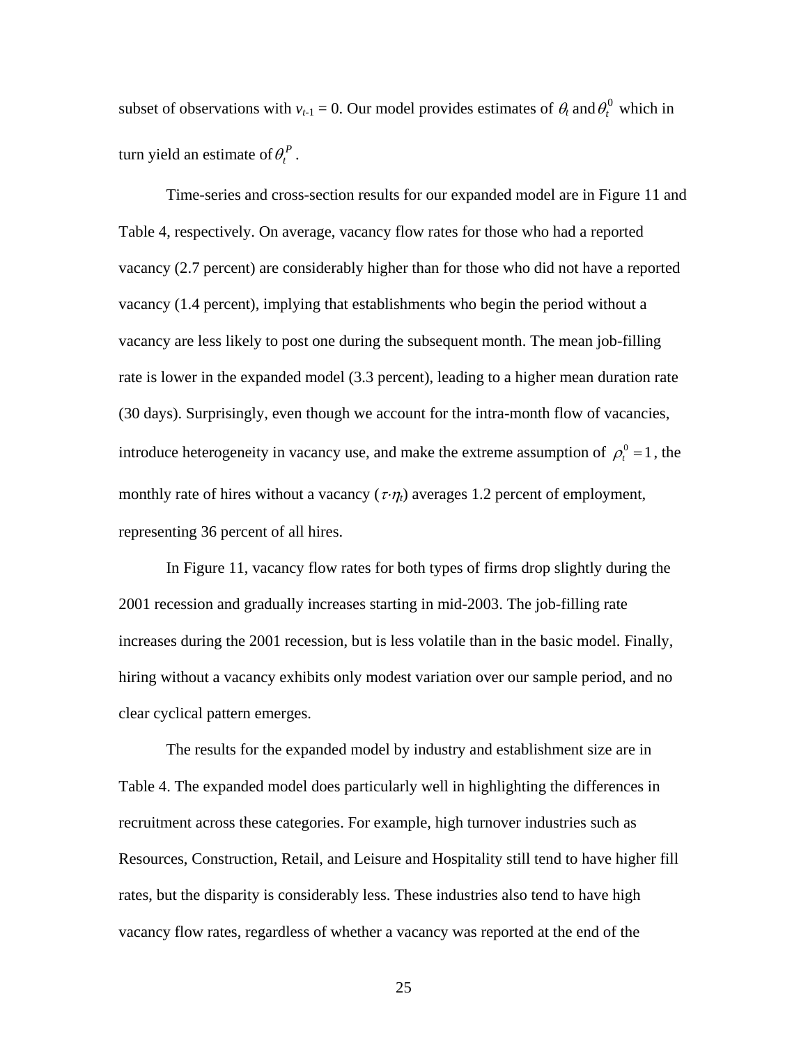subset of observations with $v_{t-1} = 0$. Our model provides estimates of $\theta_t$ and $\theta_t^0$ which in turn yield an estimate of $\theta_t^P$.

Time-series and cross-section results for our expanded model are in Figure 11 and Table 4, respectively. On average, vacancy flow rates for those who had a reported vacancy (2.7 percent) are considerably higher than for those who did not have a reported vacancy (1.4 percent), implying that establishments who begin the period without a vacancy are less likely to post one during the subsequent month. The mean job-filling rate is lower in the expanded model (3.3 percent), leading to a higher mean duration rate (30 days). Surprisingly, even though we account for the intra-month flow of vacancies, introduce heterogeneity in vacancy use, and make the extreme assumption of $\rho_t^0 = 1$, the monthly rate of hires without a vacancy ($\tau \cdot \eta_t$) averages 1.2 percent of employment, representing 36 percent of all hires.

In Figure 11, vacancy flow rates for both types of firms drop slightly during the 2001 recession and gradually increases starting in mid-2003. The job-filling rate increases during the 2001 recession, but is less volatile than in the basic model. Finally, hiring without a vacancy exhibits only modest variation over our sample period, and no clear cyclical pattern emerges.

The results for the expanded model by industry and establishment size are in Table 4. The expanded model does particularly well in highlighting the differences in recruitment across these categories. For example, high turnover industries such as Resources, Construction, Retail, and Leisure and Hospitality still tend to have higher fill rates, but the disparity is considerably less. These industries also tend to have high vacancy flow rates, regardless of whether a vacancy was reported at the end of the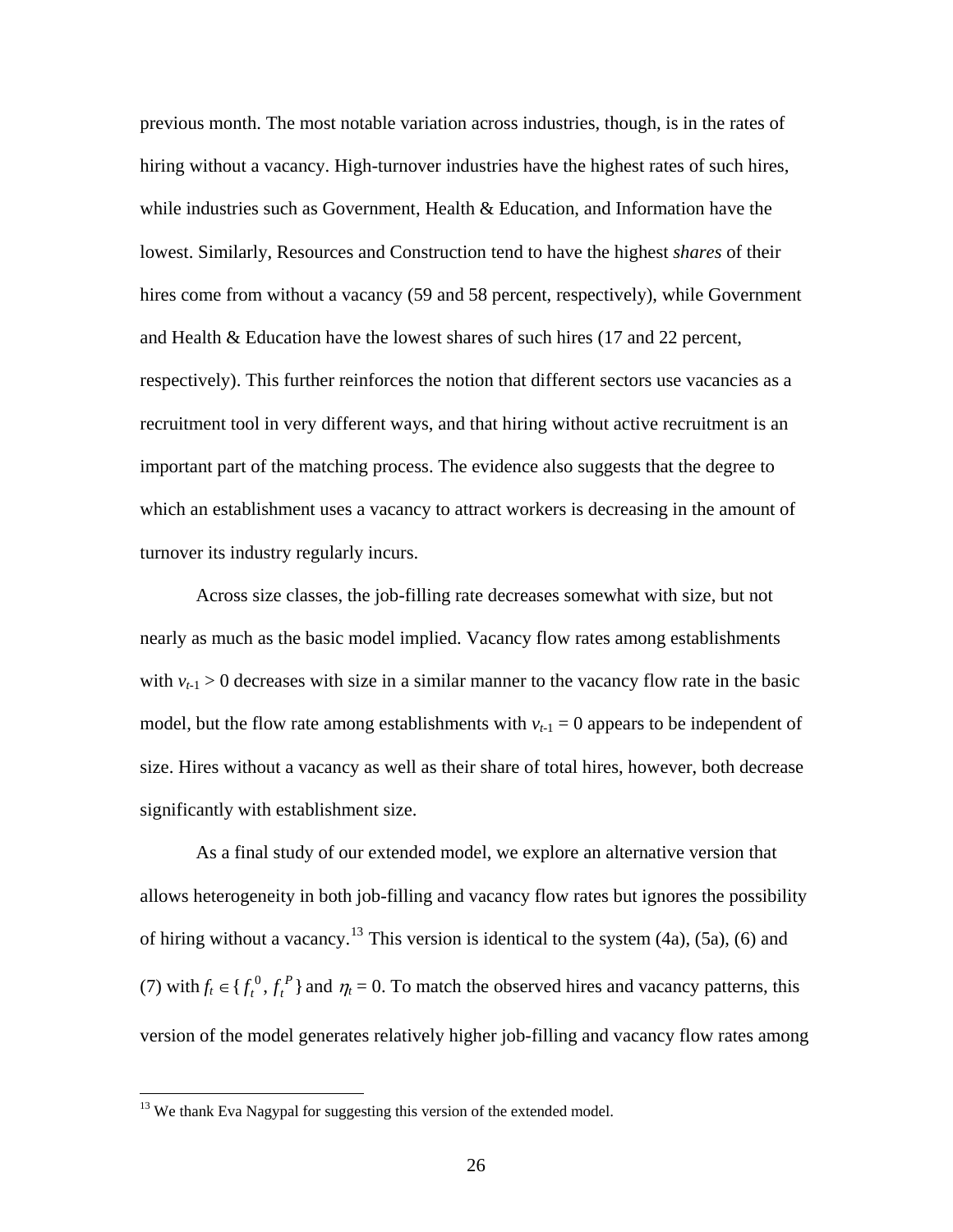previous month. The most notable variation across industries, though, is in the rates of hiring without a vacancy. High-turnover industries have the highest rates of such hires, while industries such as Government, Health & Education, and Information have the lowest. Similarly, Resources and Construction tend to have the highest *shares* of their hires come from without a vacancy (59 and 58 percent, respectively), while Government and Health & Education have the lowest shares of such hires (17 and 22 percent, respectively). This further reinforces the notion that different sectors use vacancies as a recruitment tool in very different ways, and that hiring without active recruitment is an important part of the matching process. The evidence also suggests that the degree to which an establishment uses a vacancy to attract workers is decreasing in the amount of turnover its industry regularly incurs.

Across size classes, the job-filling rate decreases somewhat with size, but not nearly as much as the basic model implied. Vacancy flow rates among establishments with $v_{t-1} > 0$ decreases with size in a similar manner to the vacancy flow rate in the basic model, but the flow rate among establishments with $v_{t-1} = 0$ appears to be independent of size. Hires without a vacancy as well as their share of total hires, however, both decrease significantly with establishment size.

As a final study of our extended model, we explore an alternative version that allows heterogeneity in both job-filling and vacancy flow rates but ignores the possibility of hiring without a vacancy.[13] This version is identical to the system (4a), (5a), (6) and (7) with $f_t \in \{f_t^0, f_t^P\}$ and $\eta_t = 0$. To match the observed hires and vacancy patterns, this version of the model generates relatively higher job-filling and vacancy flow rates among

[13] We thank Eva Nagypal for suggesting this version of the extended model.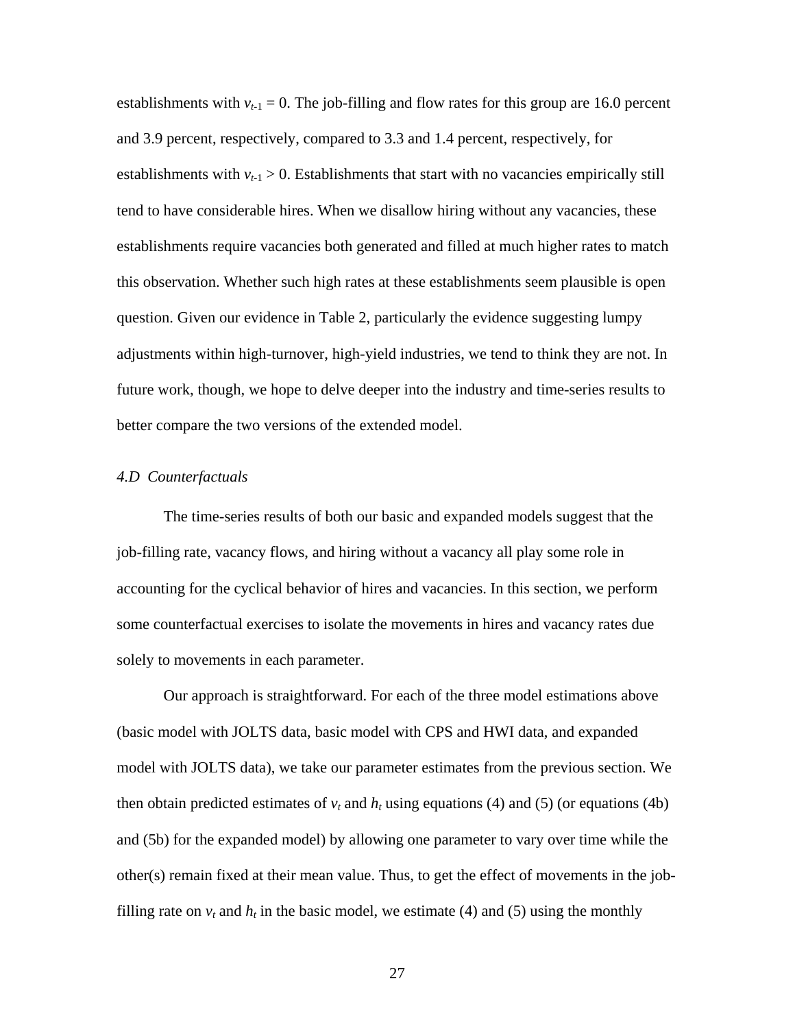establishments with $v_{t-1} = 0$. The job-filling and flow rates for this group are 16.0 percent and 3.9 percent, respectively, compared to 3.3 and 1.4 percent, respectively, for establishments with $v_{t-1} > 0$. Establishments that start with no vacancies empirically still tend to have considerable hires. When we disallow hiring without any vacancies, these establishments require vacancies both generated and filled at much higher rates to match this observation. Whether such high rates at these establishments seem plausible is open question. Given our evidence in Table 2, particularly the evidence suggesting lumpy adjustments within high-turnover, high-yield industries, we tend to think they are not. In future work, though, we hope to delve deeper into the industry and time-series results to better compare the two versions of the extended model.

### *4.D Counterfactuals*

The time-series results of both our basic and expanded models suggest that the job-filling rate, vacancy flows, and hiring without a vacancy all play some role in accounting for the cyclical behavior of hires and vacancies. In this section, we perform some counterfactual exercises to isolate the movements in hires and vacancy rates due solely to movements in each parameter.

Our approach is straightforward. For each of the three model estimations above (basic model with JOLTS data, basic model with CPS and HWI data, and expanded model with JOLTS data), we take our parameter estimates from the previous section. We then obtain predicted estimates of $v_t$ and $h_t$ using equations (4) and (5) (or equations (4b) and (5b) for the expanded model) by allowing one parameter to vary over time while the other(s) remain fixed at their mean value. Thus, to get the effect of movements in the job-filling rate on $v_t$ and $h_t$ in the basic model, we estimate (4) and (5) using the monthly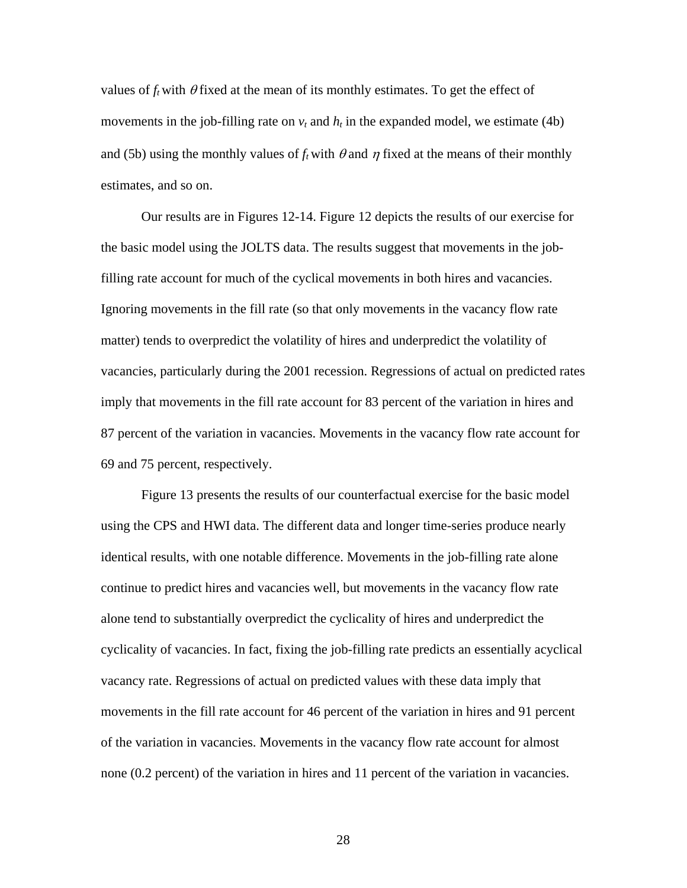values of $f_t$ with $\theta$ fixed at the mean of its monthly estimates. To get the effect of movements in the job-filling rate on $v_t$ and $h_t$ in the expanded model, we estimate (4b) and (5b) using the monthly values of $f_t$ with $\theta$ and $\eta$ fixed at the means of their monthly estimates, and so on.

Our results are in Figures 12-14. Figure 12 depicts the results of our exercise for the basic model using the JOLTS data. The results suggest that movements in the job-filling rate account for much of the cyclical movements in both hires and vacancies. Ignoring movements in the fill rate (so that only movements in the vacancy flow rate matter) tends to overpredict the volatility of hires and underpredict the volatility of vacancies, particularly during the 2001 recession. Regressions of actual on predicted rates imply that movements in the fill rate account for 83 percent of the variation in hires and 87 percent of the variation in vacancies. Movements in the vacancy flow rate account for 69 and 75 percent, respectively.

Figure 13 presents the results of our counterfactual exercise for the basic model using the CPS and HWI data. The different data and longer time-series produce nearly identical results, with one notable difference. Movements in the job-filling rate alone continue to predict hires and vacancies well, but movements in the vacancy flow rate alone tend to substantially overpredict the cyclicality of hires and underpredict the cyclicality of vacancies. In fact, fixing the job-filling rate predicts an essentially acyclical vacancy rate. Regressions of actual on predicted values with these data imply that movements in the fill rate account for 46 percent of the variation in hires and 91 percent of the variation in vacancies. Movements in the vacancy flow rate account for almost none (0.2 percent) of the variation in hires and 11 percent of the variation in vacancies.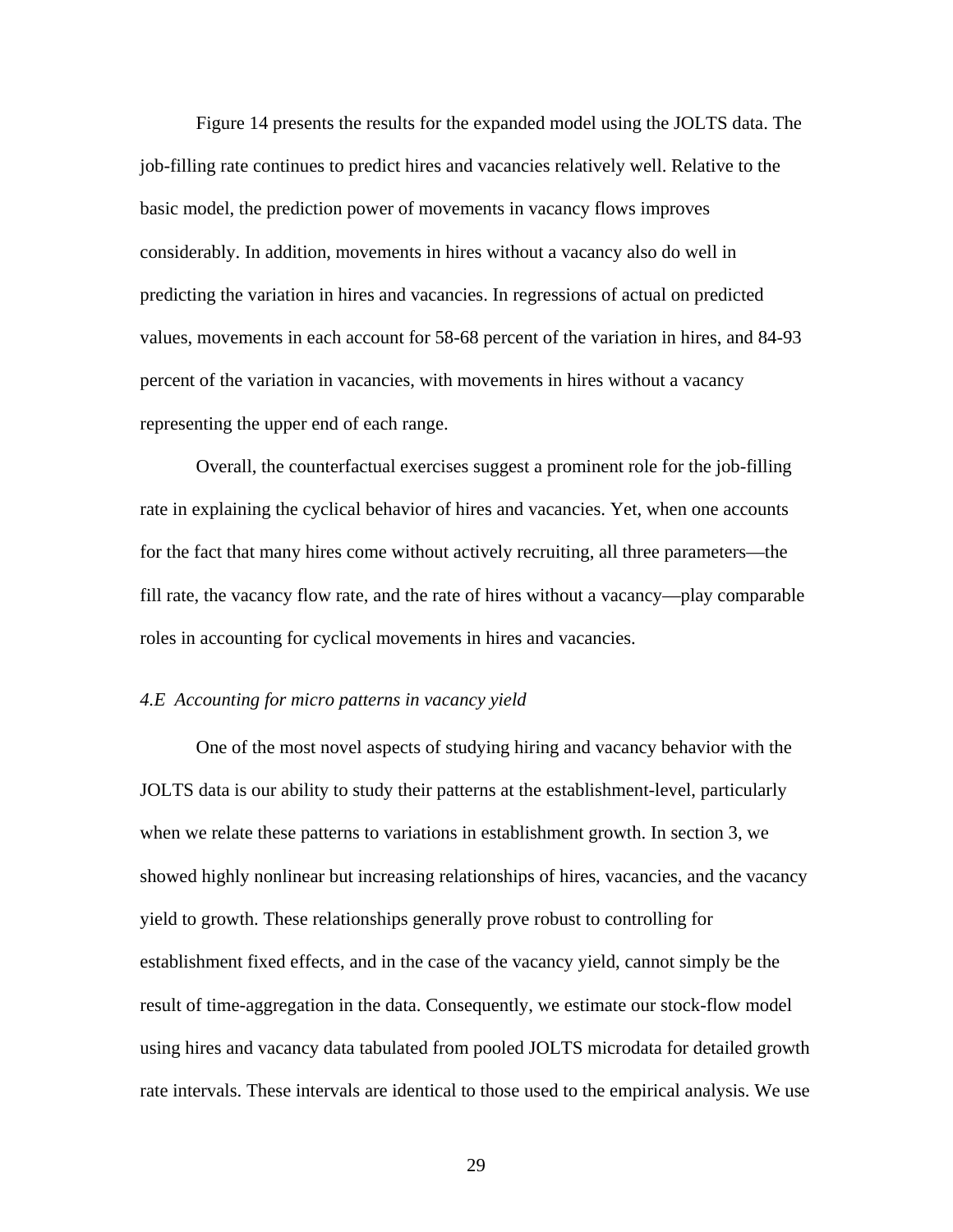Figure 14 presents the results for the expanded model using the JOLTS data. The job-filling rate continues to predict hires and vacancies relatively well. Relative to the basic model, the prediction power of movements in vacancy flows improves considerably. In addition, movements in hires without a vacancy also do well in predicting the variation in hires and vacancies. In regressions of actual on predicted values, movements in each account for 58-68 percent of the variation in hires, and 84-93 percent of the variation in vacancies, with movements in hires without a vacancy representing the upper end of each range.

Overall, the counterfactual exercises suggest a prominent role for the job-filling rate in explaining the cyclical behavior of hires and vacancies. Yet, when one accounts for the fact that many hires come without actively recruiting, all three parameters—the fill rate, the vacancy flow rate, and the rate of hires without a vacancy—play comparable roles in accounting for cyclical movements in hires and vacancies.

### *4.E Accounting for micro patterns in vacancy yield*

One of the most novel aspects of studying hiring and vacancy behavior with the JOLTS data is our ability to study their patterns at the establishment-level, particularly when we relate these patterns to variations in establishment growth. In section 3, we showed highly nonlinear but increasing relationships of hires, vacancies, and the vacancy yield to growth. These relationships generally prove robust to controlling for establishment fixed effects, and in the case of the vacancy yield, cannot simply be the result of time-aggregation in the data. Consequently, we estimate our stock-flow model using hires and vacancy data tabulated from pooled JOLTS microdata for detailed growth rate intervals. These intervals are identical to those used to the empirical analysis. We use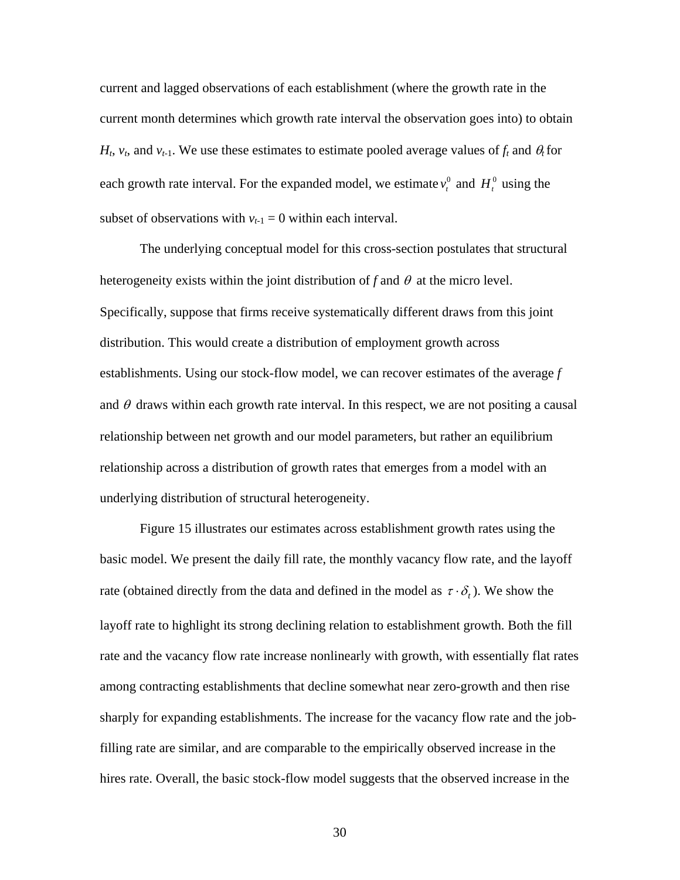current and lagged observations of each establishment (where the growth rate in the current month determines which growth rate interval the observation goes into) to obtain $H_t$, $v_t$, and $v_{t-1}$. We use these estimates to estimate pooled average values of $f_t$ and $\theta_t$ for each growth rate interval. For the expanded model, we estimate $v_t^0$ and $H_t^0$ using the subset of observations with $v_{t-1} = 0$ within each interval.

The underlying conceptual model for this cross-section postulates that structural heterogeneity exists within the joint distribution of $f$ and $\theta$ at the micro level. Specifically, suppose that firms receive systematically different draws from this joint distribution. This would create a distribution of employment growth across establishments. Using our stock-flow model, we can recover estimates of the average $f$ and $\theta$ draws within each growth rate interval. In this respect, we are not positing a causal relationship between net growth and our model parameters, but rather an equilibrium relationship across a distribution of growth rates that emerges from a model with an underlying distribution of structural heterogeneity.

Figure 15 illustrates our estimates across establishment growth rates using the basic model. We present the daily fill rate, the monthly vacancy flow rate, and the layoff rate (obtained directly from the data and defined in the model as $\tau \cdot \delta_t$). We show the layoff rate to highlight its strong declining relation to establishment growth. Both the fill rate and the vacancy flow rate increase nonlinearly with growth, with essentially flat rates among contracting establishments that decline somewhat near zero-growth and then rise sharply for expanding establishments. The increase for the vacancy flow rate and the job-filling rate are similar, and are comparable to the empirically observed increase in the hires rate. Overall, the basic stock-flow model suggests that the observed increase in the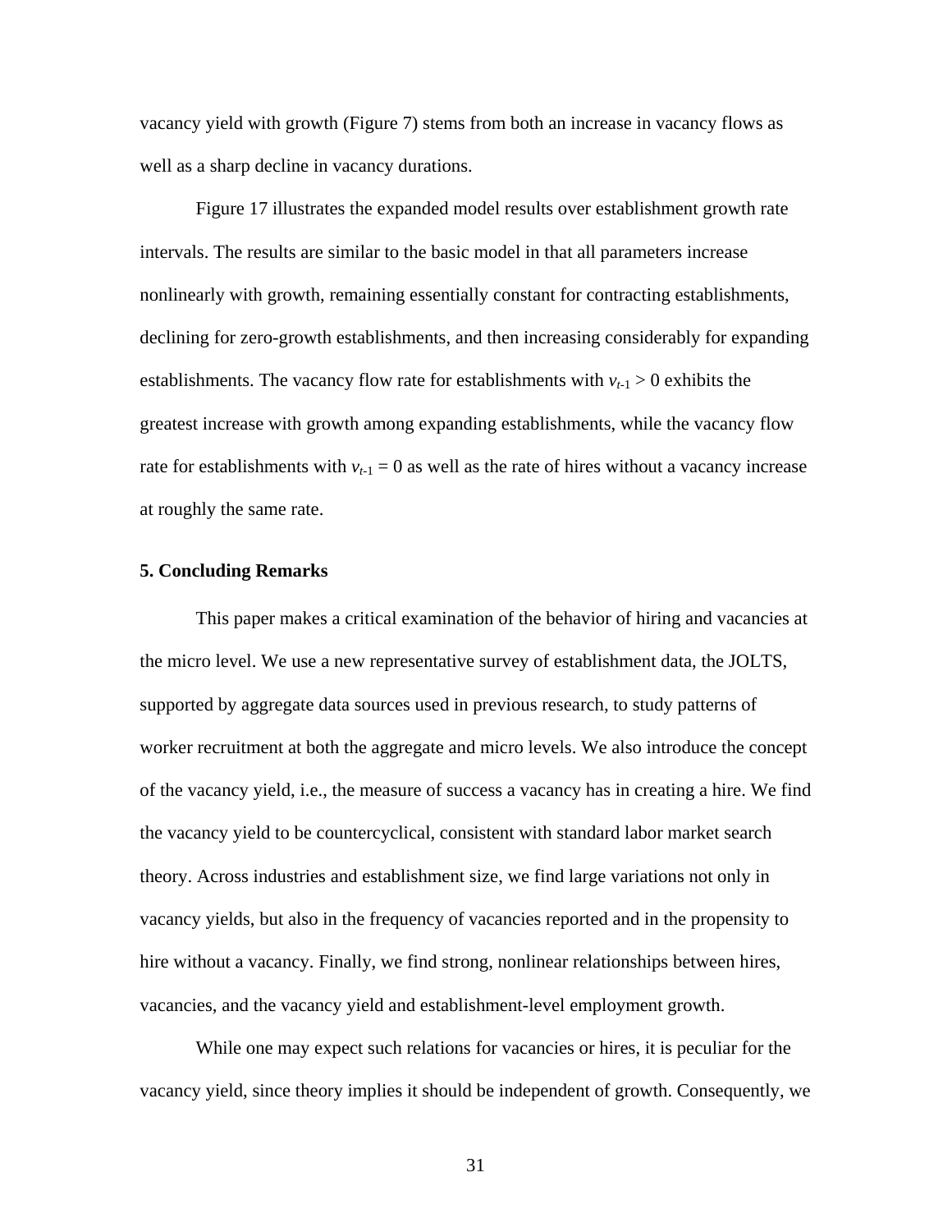vacancy yield with growth (Figure 7) stems from both an increase in vacancy flows as well as a sharp decline in vacancy durations.

Figure 17 illustrates the expanded model results over establishment growth rate intervals. The results are similar to the basic model in that all parameters increase nonlinearly with growth, remaining essentially constant for contracting establishments, declining for zero-growth establishments, and then increasing considerably for expanding establishments. The vacancy flow rate for establishments with $v_{t-1} > 0$ exhibits the greatest increase with growth among expanding establishments, while the vacancy flow rate for establishments with $v_{t-1} = 0$ as well as the rate of hires without a vacancy increase at roughly the same rate.

## 5. Concluding Remarks

This paper makes a critical examination of the behavior of hiring and vacancies at the micro level. We use a new representative survey of establishment data, the JOLTS, supported by aggregate data sources used in previous research, to study patterns of worker recruitment at both the aggregate and micro levels. We also introduce the concept of the vacancy yield, i.e., the measure of success a vacancy has in creating a hire. We find the vacancy yield to be countercyclical, consistent with standard labor market search theory. Across industries and establishment size, we find large variations not only in vacancy yields, but also in the frequency of vacancies reported and in the propensity to hire without a vacancy. Finally, we find strong, nonlinear relationships between hires, vacancies, and the vacancy yield and establishment-level employment growth.

While one may expect such relations for vacancies or hires, it is peculiar for the vacancy yield, since theory implies it should be independent of growth. Consequently, we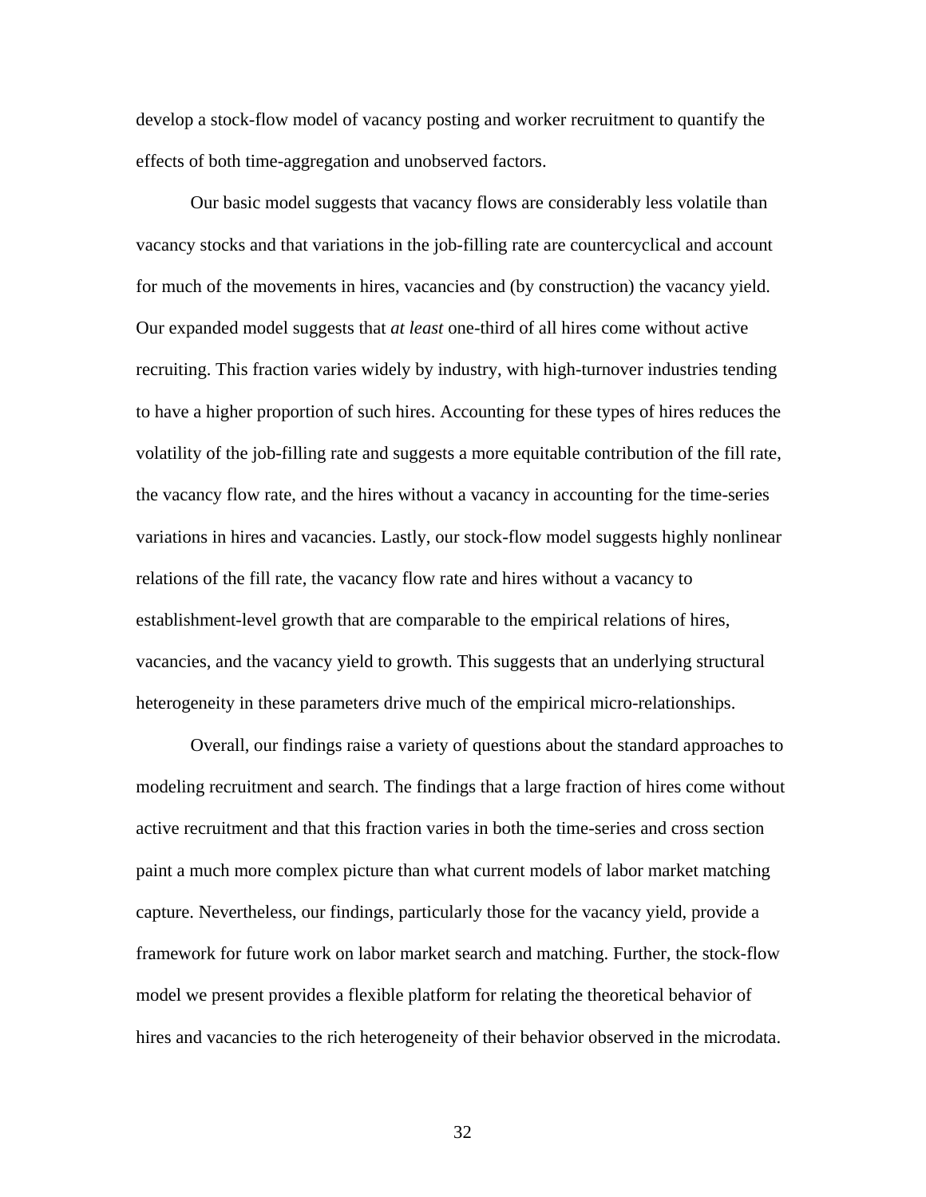develop a stock-flow model of vacancy posting and worker recruitment to quantify the effects of both time-aggregation and unobserved factors.

Our basic model suggests that vacancy flows are considerably less volatile than vacancy stocks and that variations in the job-filling rate are countercyclical and account for much of the movements in hires, vacancies and (by construction) the vacancy yield. Our expanded model suggests that *at least* one-third of all hires come without active recruiting. This fraction varies widely by industry, with high-turnover industries tending to have a higher proportion of such hires. Accounting for these types of hires reduces the volatility of the job-filling rate and suggests a more equitable contribution of the fill rate, the vacancy flow rate, and the hires without a vacancy in accounting for the time-series variations in hires and vacancies. Lastly, our stock-flow model suggests highly nonlinear relations of the fill rate, the vacancy flow rate and hires without a vacancy to establishment-level growth that are comparable to the empirical relations of hires, vacancies, and the vacancy yield to growth. This suggests that an underlying structural heterogeneity in these parameters drive much of the empirical micro-relationships.

Overall, our findings raise a variety of questions about the standard approaches to modeling recruitment and search. The findings that a large fraction of hires come without active recruitment and that this fraction varies in both the time-series and cross section paint a much more complex picture than what current models of labor market matching capture. Nevertheless, our findings, particularly those for the vacancy yield, provide a framework for future work on labor market search and matching. Further, the stock-flow model we present provides a flexible platform for relating the theoretical behavior of hires and vacancies to the rich heterogeneity of their behavior observed in the microdata.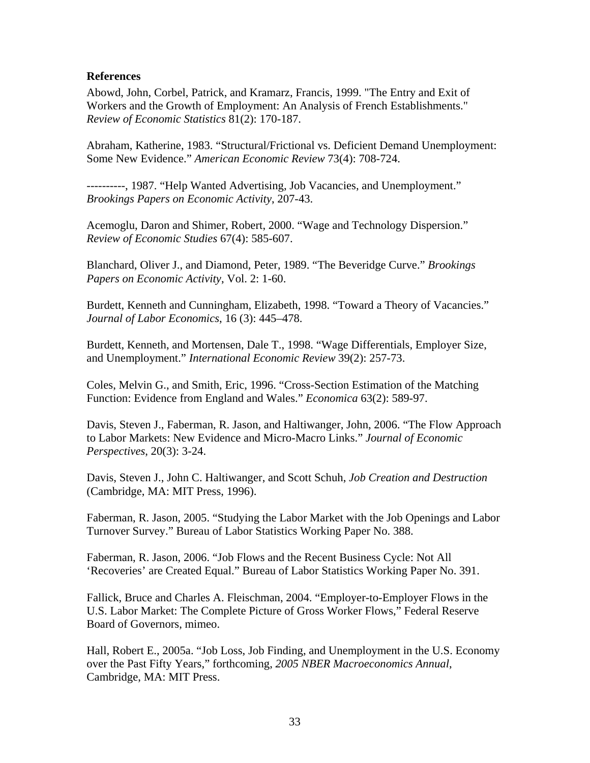**References**

Abowd, John, Corbel, Patrick, and Kramarz, Francis, 1999. "The Entry and Exit of Workers and the Growth of Employment: An Analysis of French Establishments." *Review of Economic Statistics* 81(2): 170-187.

Abraham, Katherine, 1983. "Structural/Frictional vs. Deficient Demand Unemployment: Some New Evidence." *American Economic Review* 73(4): 708-724.

----------, 1987. "Help Wanted Advertising, Job Vacancies, and Unemployment." *Brookings Papers on Economic Activity*, 207-43.

Acemoglu, Daron and Shimer, Robert, 2000. "Wage and Technology Dispersion." *Review of Economic Studies* 67(4): 585-607.

Blanchard, Oliver J., and Diamond, Peter, 1989. "The Beveridge Curve." *Brookings Papers on Economic Activity*, Vol. 2: 1-60.

Burdett, Kenneth and Cunningham, Elizabeth, 1998. "Toward a Theory of Vacancies." *Journal of Labor Economics*, 16 (3): 445–478.

Burdett, Kenneth, and Mortensen, Dale T., 1998. "Wage Differentials, Employer Size, and Unemployment." *International Economic Review* 39(2): 257-73.

Coles, Melvin G., and Smith, Eric, 1996. "Cross-Section Estimation of the Matching Function: Evidence from England and Wales." *Economica* 63(2): 589-97.

Davis, Steven J., Faberman, R. Jason, and Haltiwanger, John, 2006. "The Flow Approach to Labor Markets: New Evidence and Micro-Macro Links." *Journal of Economic Perspectives*, 20(3): 3-24.

Davis, Steven J., John C. Haltiwanger, and Scott Schuh, *Job Creation and Destruction* (Cambridge, MA: MIT Press, 1996).

Faberman, R. Jason, 2005. "Studying the Labor Market with the Job Openings and Labor Turnover Survey." Bureau of Labor Statistics Working Paper No. 388.

Faberman, R. Jason, 2006. "Job Flows and the Recent Business Cycle: Not All 'Recoveries' are Created Equal." Bureau of Labor Statistics Working Paper No. 391.

Fallick, Bruce and Charles A. Fleischman, 2004. "Employer-to-Employer Flows in the U.S. Labor Market: The Complete Picture of Gross Worker Flows," Federal Reserve Board of Governors, mimeo.

Hall, Robert E., 2005a. "Job Loss, Job Finding, and Unemployment in the U.S. Economy over the Past Fifty Years," forthcoming, *2005 NBER Macroeconomics Annual*, Cambridge, MA: MIT Press.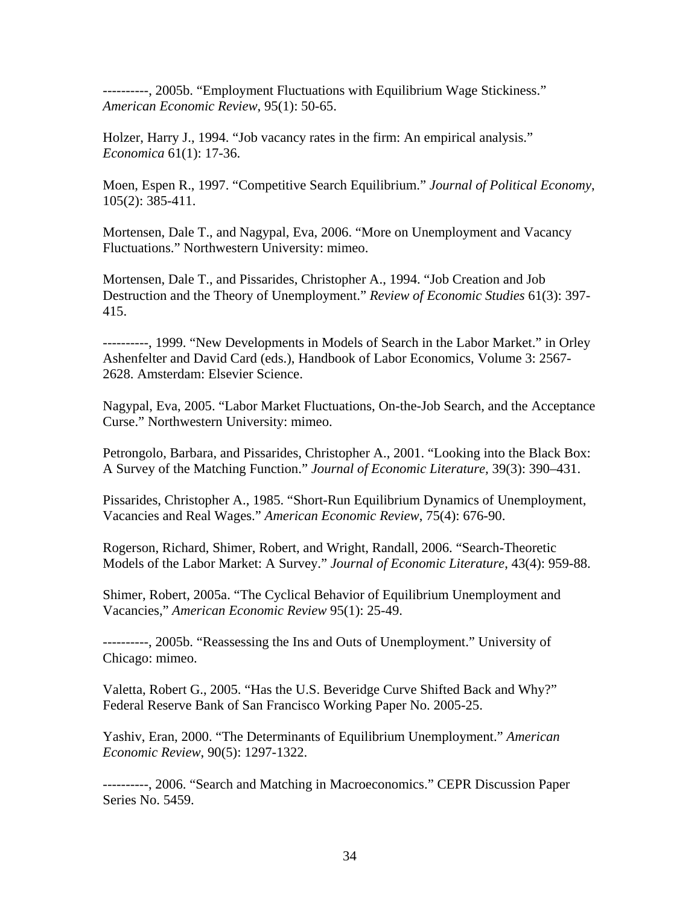----------, 2005b. "Employment Fluctuations with Equilibrium Wage Stickiness." *American Economic Review*, 95(1): 50-65.

Holzer, Harry J., 1994. "Job vacancy rates in the firm: An empirical analysis." *Economica* 61(1): 17-36.

Moen, Espen R., 1997. "Competitive Search Equilibrium." *Journal of Political Economy*, 105(2): 385-411.

Mortensen, Dale T., and Nagypal, Eva, 2006. "More on Unemployment and Vacancy Fluctuations." Northwestern University: mimeo.

Mortensen, Dale T., and Pissarides, Christopher A., 1994. "Job Creation and Job Destruction and the Theory of Unemployment." *Review of Economic Studies* 61(3): 397-415.

----------, 1999. "New Developments in Models of Search in the Labor Market." in Orley Ashenfelter and David Card (eds.), Handbook of Labor Economics, Volume 3: 2567-2628. Amsterdam: Elsevier Science.

Nagypal, Eva, 2005. "Labor Market Fluctuations, On-the-Job Search, and the Acceptance Curse." Northwestern University: mimeo.

Petrongolo, Barbara, and Pissarides, Christopher A., 2001. "Looking into the Black Box: A Survey of the Matching Function." *Journal of Economic Literature,* 39(3): 390–431.

Pissarides, Christopher A., 1985. "Short-Run Equilibrium Dynamics of Unemployment, Vacancies and Real Wages." *American Economic Review*, 75(4): 676-90.

Rogerson, Richard, Shimer, Robert, and Wright, Randall, 2006. "Search-Theoretic Models of the Labor Market: A Survey." *Journal of Economic Literature*, 43(4): 959-88.

Shimer, Robert, 2005a. "The Cyclical Behavior of Equilibrium Unemployment and Vacancies," *American Economic Review* 95(1): 25-49.

----------, 2005b. "Reassessing the Ins and Outs of Unemployment." University of Chicago: mimeo.

Valetta, Robert G., 2005. "Has the U.S. Beveridge Curve Shifted Back and Why?" Federal Reserve Bank of San Francisco Working Paper No. 2005-25.

Yashiv, Eran, 2000. "The Determinants of Equilibrium Unemployment." *American Economic Review*, 90(5): 1297-1322.

----------, 2006. "Search and Matching in Macroeconomics." CEPR Discussion Paper Series No. 5459.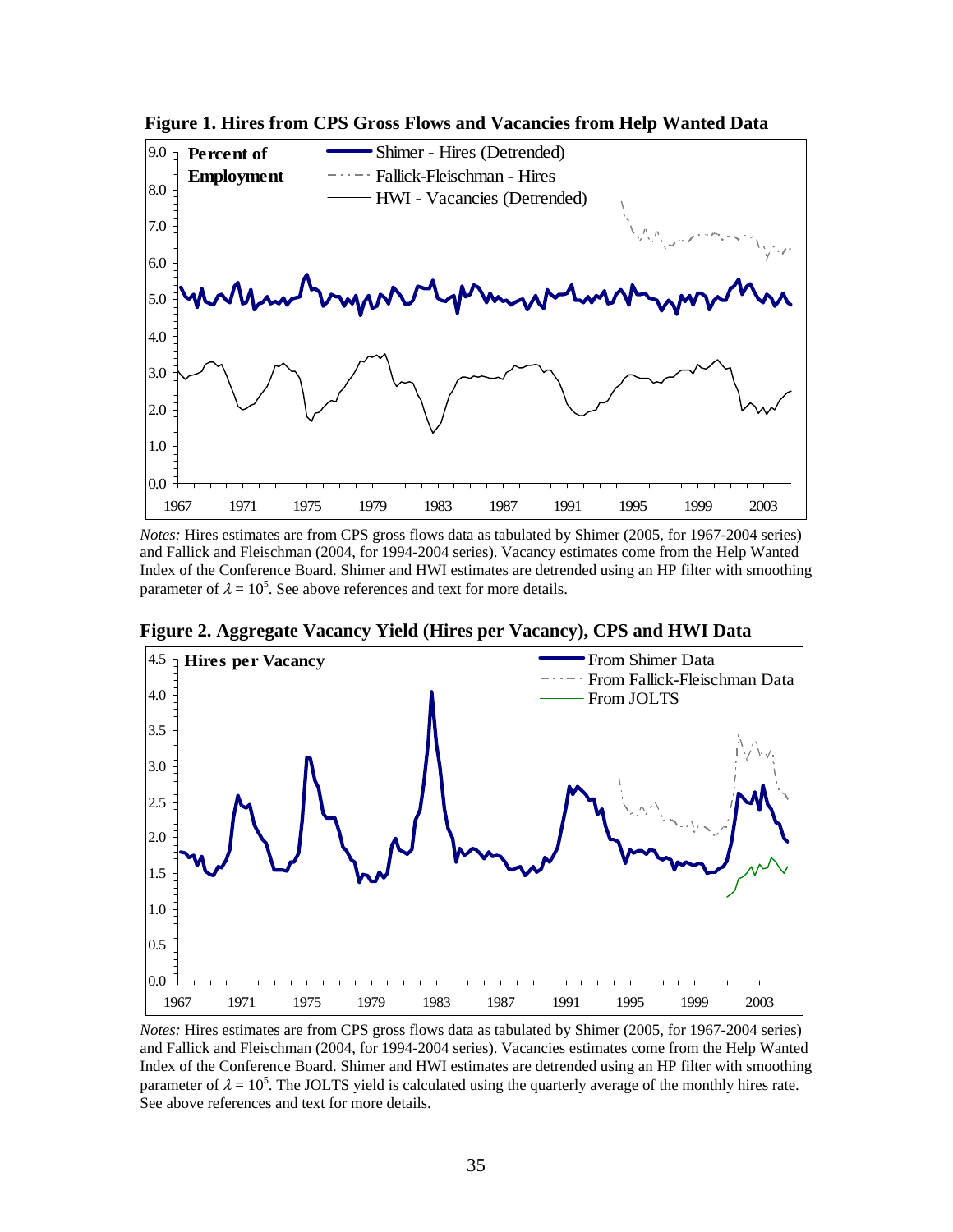**Figure 1. Hires from CPS Gross Flows and Vacancies from Help Wanted Data**

*Notes:* Hires estimates are from CPS gross flows data as tabulated by Shimer (2005, for 1967-2004 series) and Fallick and Fleischman (2004, for 1994-2004 series). Vacancy estimates come from the Help Wanted Index of the Conference Board. Shimer and HWI estimates are detrended using an HP filter with smoothing parameter of $\lambda = 10^5$. See above references and text for more details.

**Figure 2. Aggregate Vacancy Yield (Hires per Vacancy), CPS and HWI Data**

*Notes:* Hires estimates are from CPS gross flows data as tabulated by Shimer (2005, for 1967-2004 series) and Fallick and Fleischman (2004, for 1994-2004 series). Vacancies estimates come from the Help Wanted Index of the Conference Board. Shimer and HWI estimates are detrended using an HP filter with smoothing parameter of $\lambda = 10^5$. The JOLTS yield is calculated using the quarterly average of the monthly hires rate. See above references and text for more details.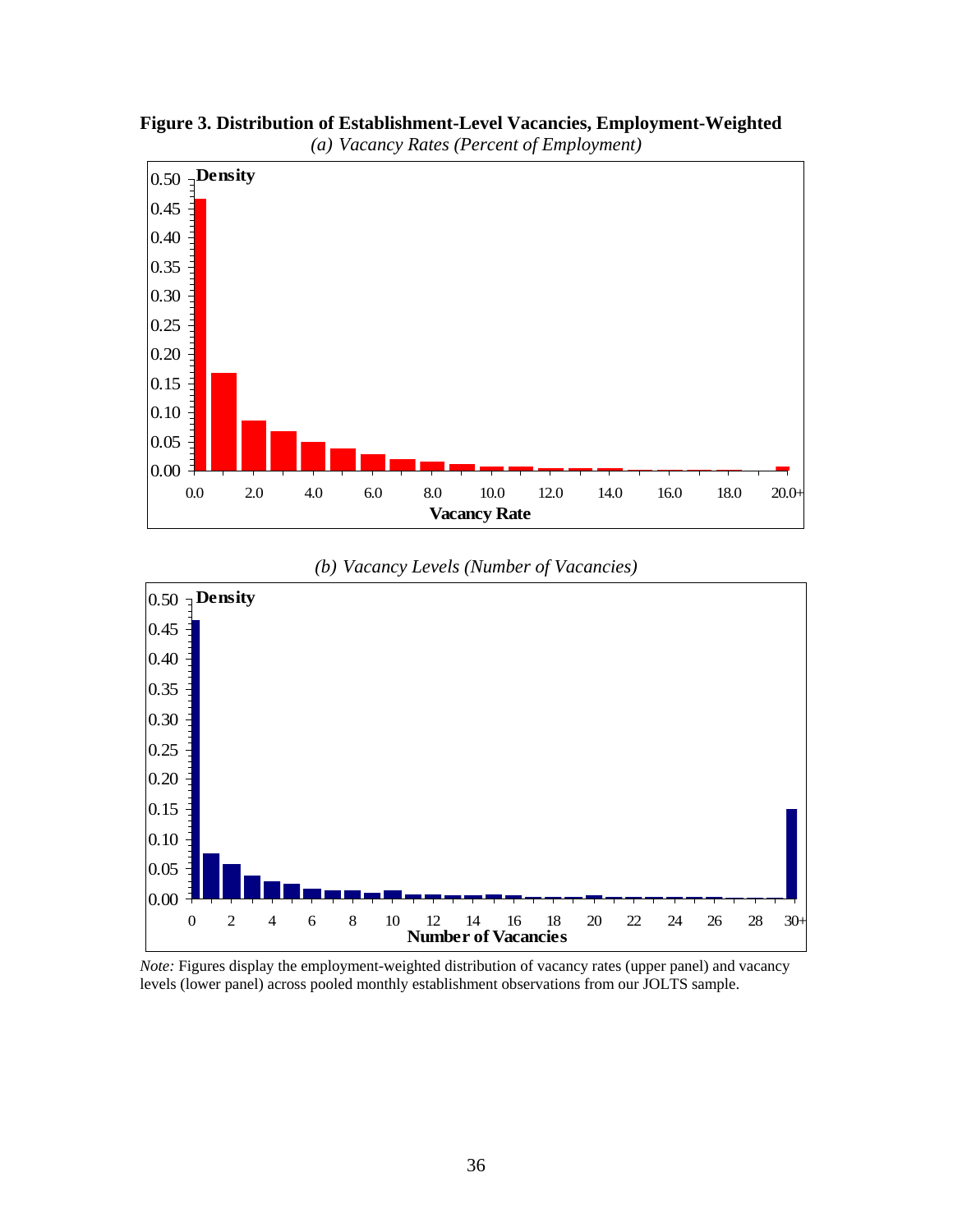**Figure 3. Distribution of Establishment-Level Vacancies, Employment-Weighted**

*(a) Vacancy Rates (Percent of Employment)*

*(b) Vacancy Levels (Number of Vacancies)*

*Note:* Figures display the employment-weighted distribution of vacancy rates (upper panel) and vacancy levels (lower panel) across pooled monthly establishment observations from our JOLTS sample.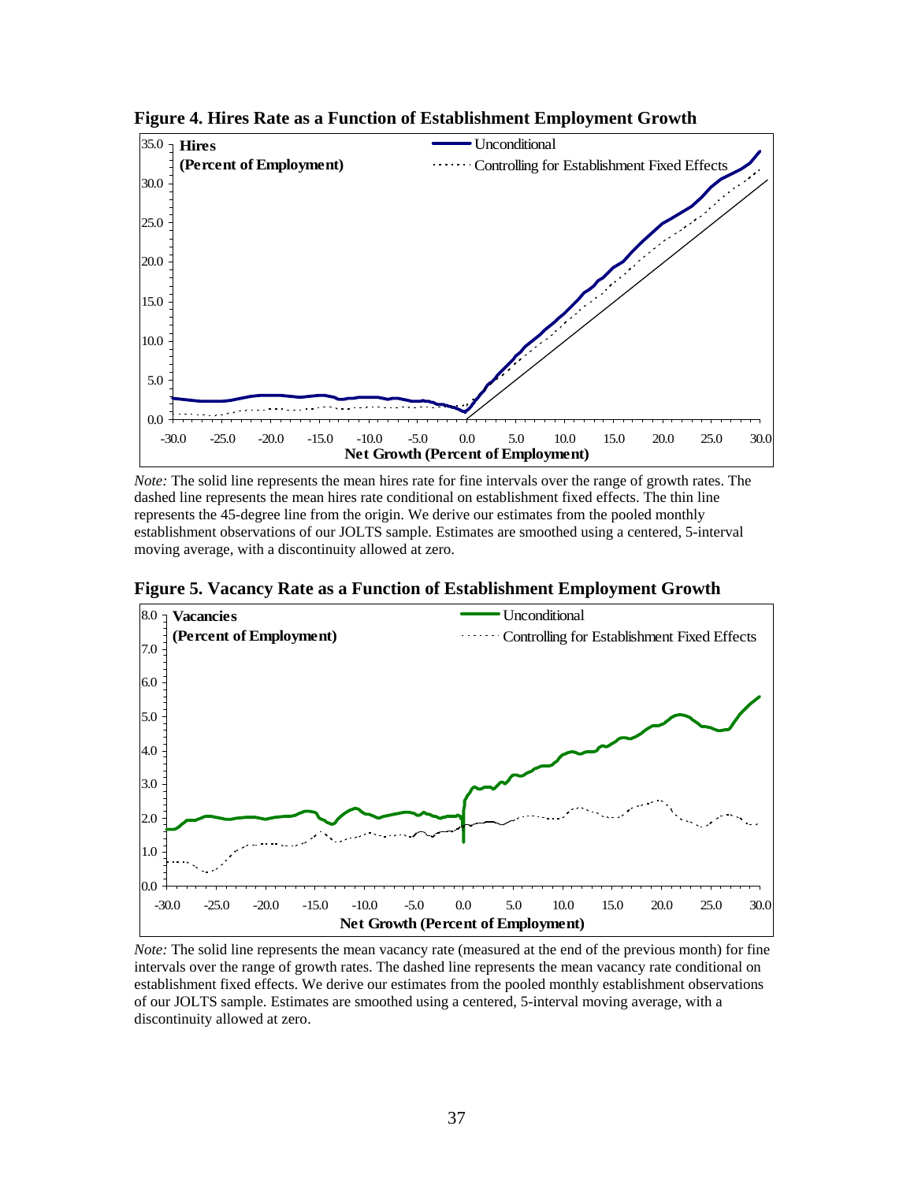**Figure 4. Hires Rate as a Function of Establishment Employment Growth**

*Note:* The solid line represents the mean hires rate for fine intervals over the range of growth rates. The dashed line represents the mean hires rate conditional on establishment fixed effects. The thin line represents the 45-degree line from the origin. We derive our estimates from the pooled monthly establishment observations of our JOLTS sample. Estimates are smoothed using a centered, 5-interval moving average, with a discontinuity allowed at zero.

**Figure 5. Vacancy Rate as a Function of Establishment Employment Growth**

*Note:* The solid line represents the mean vacancy rate (measured at the end of the previous month) for fine intervals over the range of growth rates. The dashed line represents the mean vacancy rate conditional on establishment fixed effects. We derive our estimates from the pooled monthly establishment observations of our JOLTS sample. Estimates are smoothed using a centered, 5-interval moving average, with a discontinuity allowed at zero.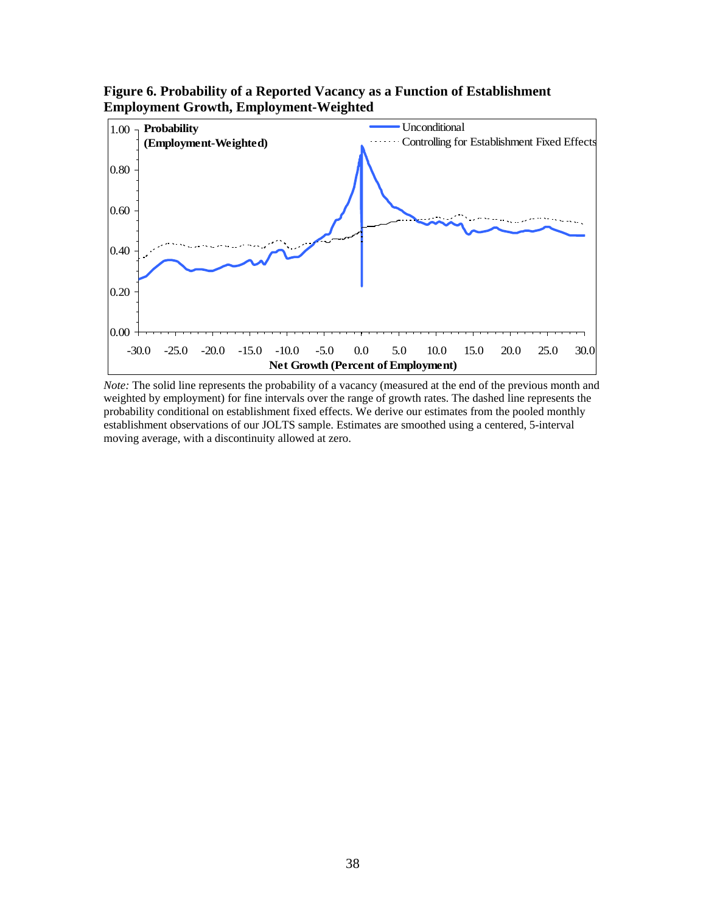**Figure 6. Probability of a Reported Vacancy as a Function of Establishment Employment Growth, Employment-Weighted**

*Note:* The solid line represents the probability of a vacancy (measured at the end of the previous month and weighted by employment) for fine intervals over the range of growth rates. The dashed line represents the probability conditional on establishment fixed effects. We derive our estimates from the pooled monthly establishment observations of our JOLTS sample. Estimates are smoothed using a centered, 5-interval moving average, with a discontinuity allowed at zero.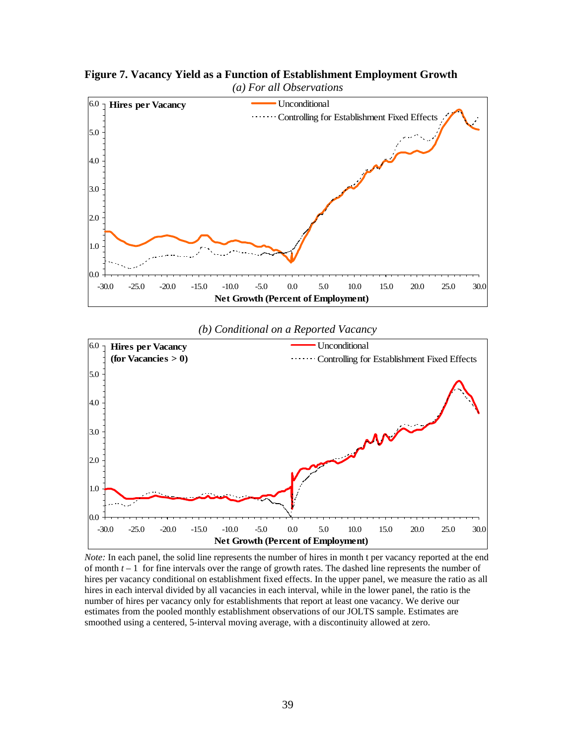**Figure 7. Vacancy Yield as a Function of Establishment Employment Growth**

*(a) For all Observations*

*(b) Conditional on a Reported Vacancy*

*Note:* In each panel, the solid line represents the number of hires in month t per vacancy reported at the end of month $t-1$ for fine intervals over the range of growth rates. The dashed line represents the number of hires per vacancy conditional on establishment fixed effects. In the upper panel, we measure the ratio as all hires in each interval divided by all vacancies in each interval, while in the lower panel, the ratio is the number of hires per vacancy only for establishments that report at least one vacancy. We derive our estimates from the pooled monthly establishment observations of our JOLTS sample. Estimates are smoothed using a centered, 5-interval moving average, with a discontinuity allowed at zero.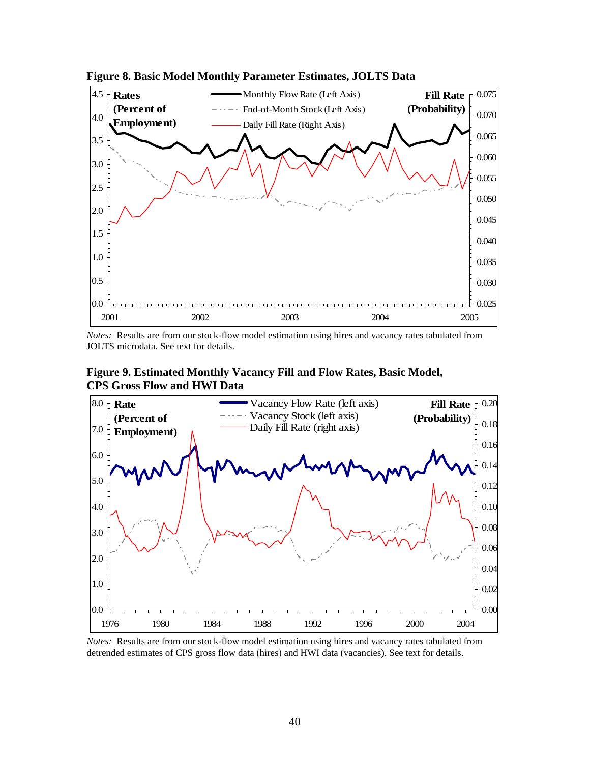**Figure 8. Basic Model Monthly Parameter Estimates, JOLTS Data**

*Notes:* Results are from our stock-flow model estimation using hires and vacancy rates tabulated from JOLTS microdata. See text for details.

**Figure 9. Estimated Monthly Vacancy Fill and Flow Rates, Basic Model, CPS Gross Flow and HWI Data**

*Notes:* Results are from our stock-flow model estimation using hires and vacancy rates tabulated from detrended estimates of CPS gross flow data (hires) and HWI data (vacancies). See text for details.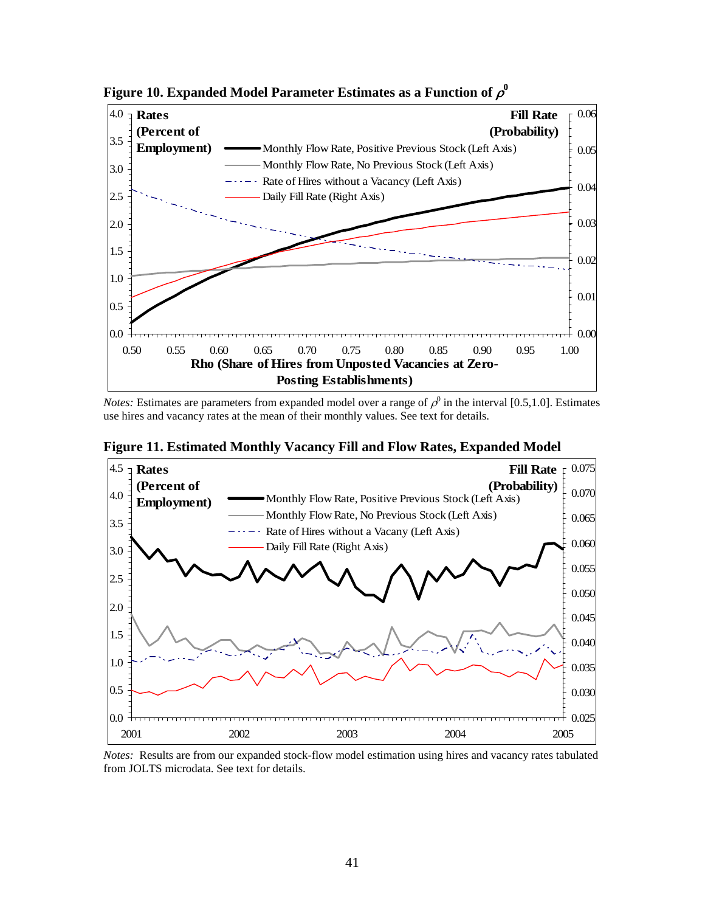**Figure 10. Expanded Model Parameter Estimates as a Function of $\rho^0$**

*Notes:* Estimates are parameters from expanded model over a range of $\rho^0$ in the interval [0.5,1.0]. Estimates use hires and vacancy rates at the mean of their monthly values. See text for details.

**Figure 11. Estimated Monthly Vacancy Fill and Flow Rates, Expanded Model**

*Notes:* Results are from our expanded stock-flow model estimation using hires and vacancy rates tabulated from JOLTS microdata. See text for details.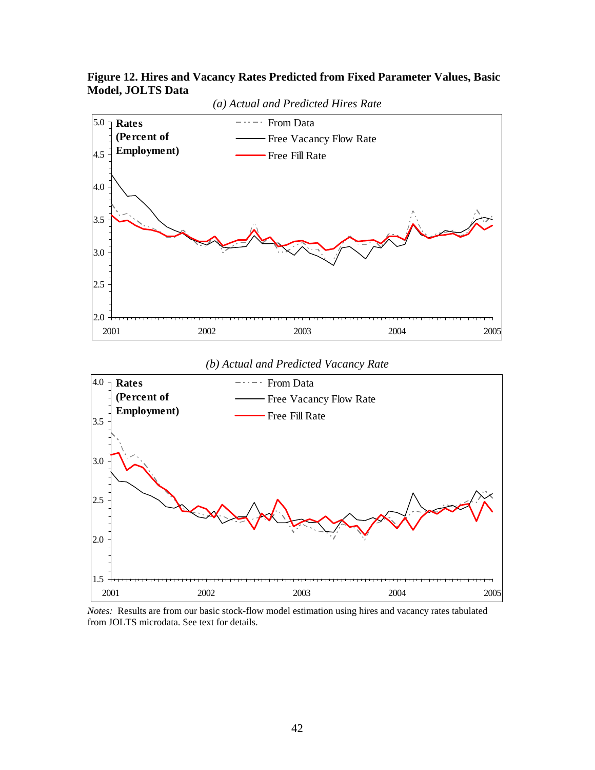**Figure 12. Hires and Vacancy Rates Predicted from Fixed Parameter Values, Basic Model, JOLTS Data**

*(a) Actual and Predicted Hires Rate*

*(b) Actual and Predicted Vacancy Rate*

*Notes:* Results are from our basic stock-flow model estimation using hires and vacancy rates tabulated from JOLTS microdata. See text for details.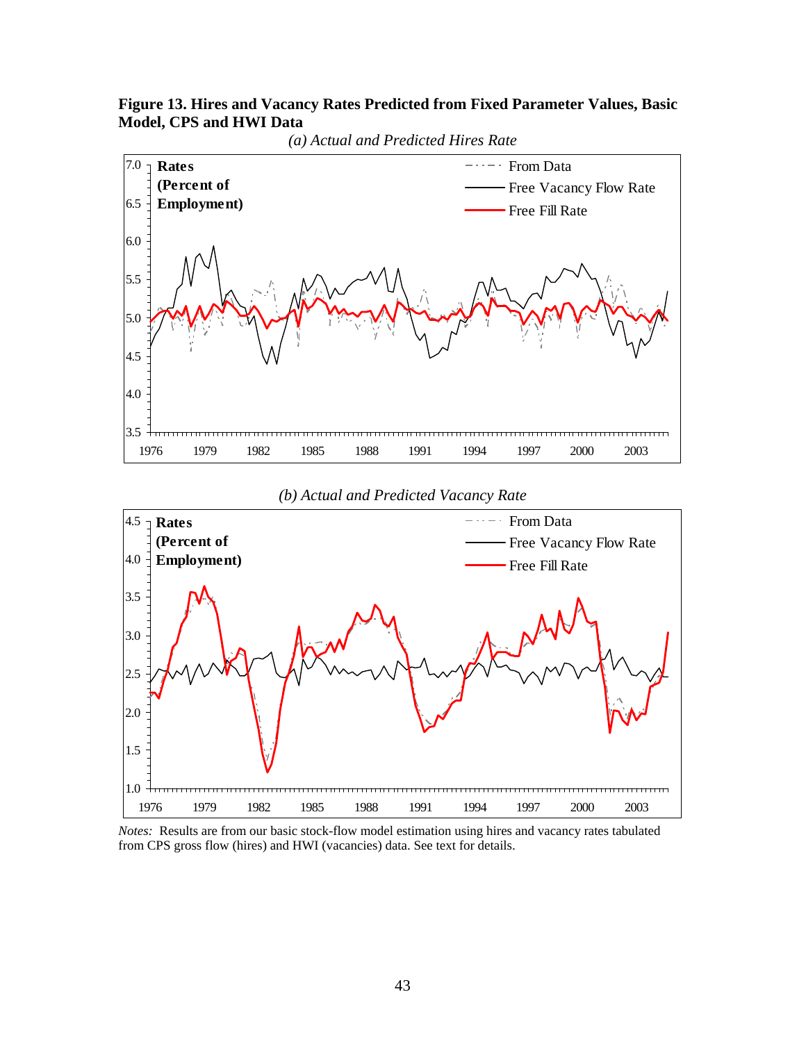**Figure 13. Hires and Vacancy Rates Predicted from Fixed Parameter Values, Basic Model, CPS and HWI Data**

*(a) Actual and Predicted Hires Rate*

*(b) Actual and Predicted Vacancy Rate*

*Notes:* Results are from our basic stock-flow model estimation using hires and vacancy rates tabulated from CPS gross flow (hires) and HWI (vacancies) data. See text for details.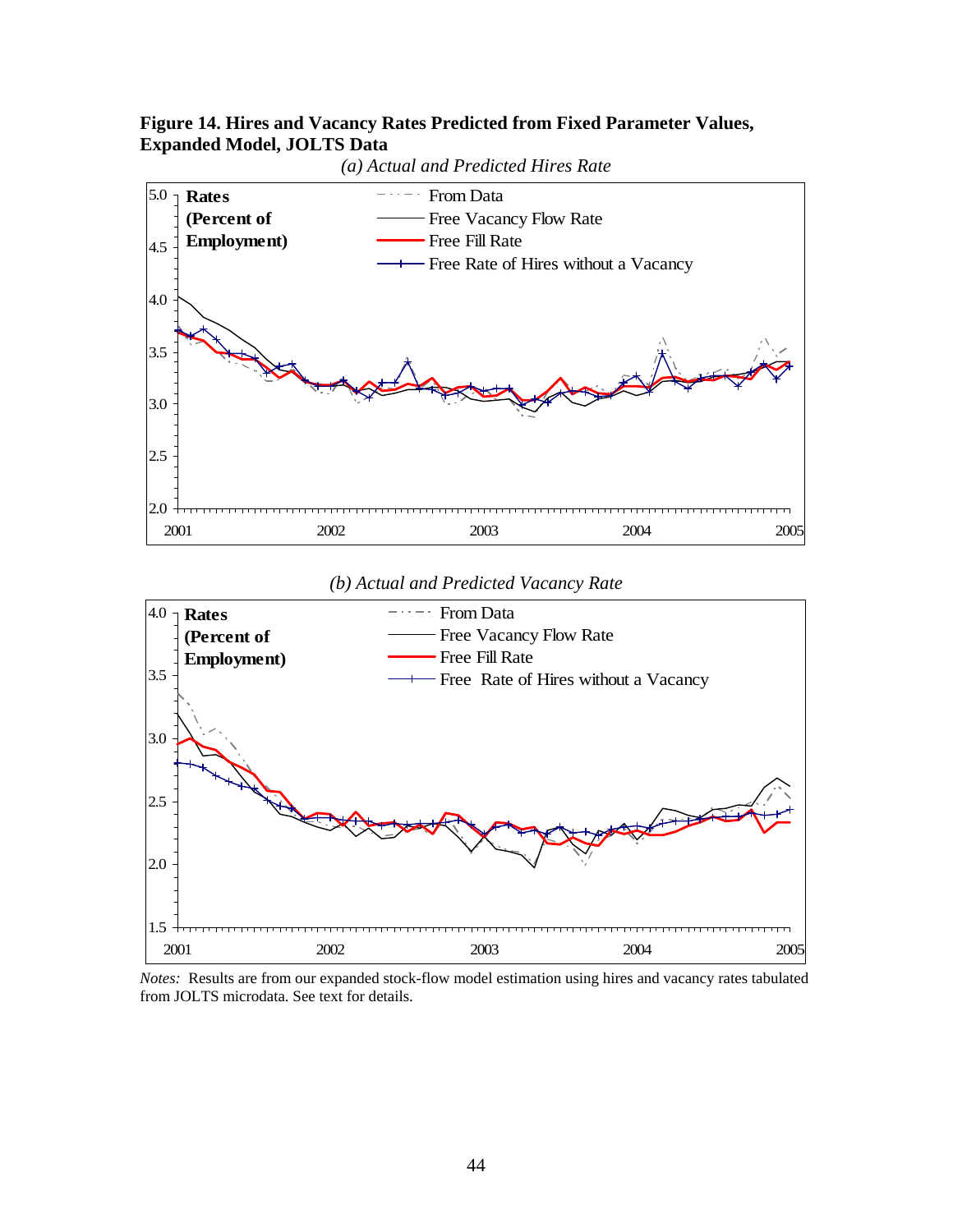**Figure 14. Hires and Vacancy Rates Predicted from Fixed Parameter Values, Expanded Model, JOLTS Data**

*(a) Actual and Predicted Hires Rate*

*(b) Actual and Predicted Vacancy Rate*

*Notes:* Results are from our expanded stock-flow model estimation using hires and vacancy rates tabulated from JOLTS microdata. See text for details.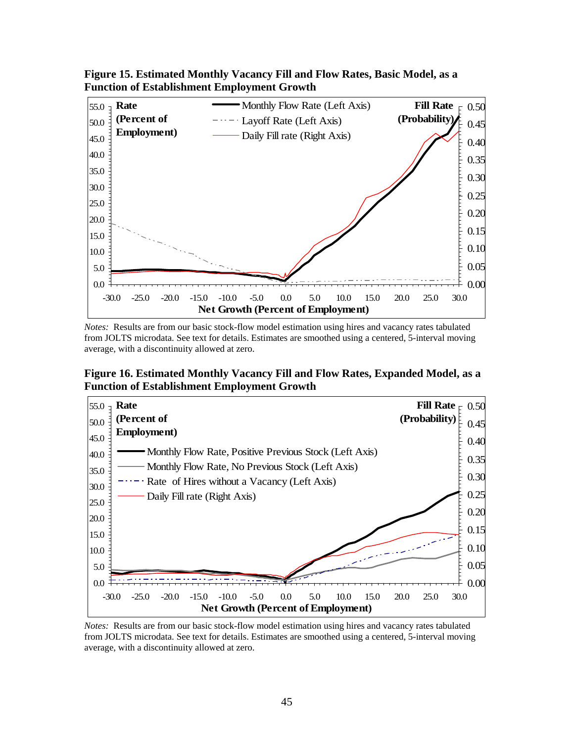**Figure 15. Estimated Monthly Vacancy Fill and Flow Rates, Basic Model, as a Function of Establishment Employment Growth**

*Notes:* Results are from our basic stock-flow model estimation using hires and vacancy rates tabulated from JOLTS microdata. See text for details. Estimates are smoothed using a centered, 5-interval moving average, with a discontinuity allowed at zero.

**Figure 16. Estimated Monthly Vacancy Fill and Flow Rates, Expanded Model, as a Function of Establishment Employment Growth**

*Notes:* Results are from our basic stock-flow model estimation using hires and vacancy rates tabulated from JOLTS microdata. See text for details. Estimates are smoothed using a centered, 5-interval moving average, with a discontinuity allowed at zero.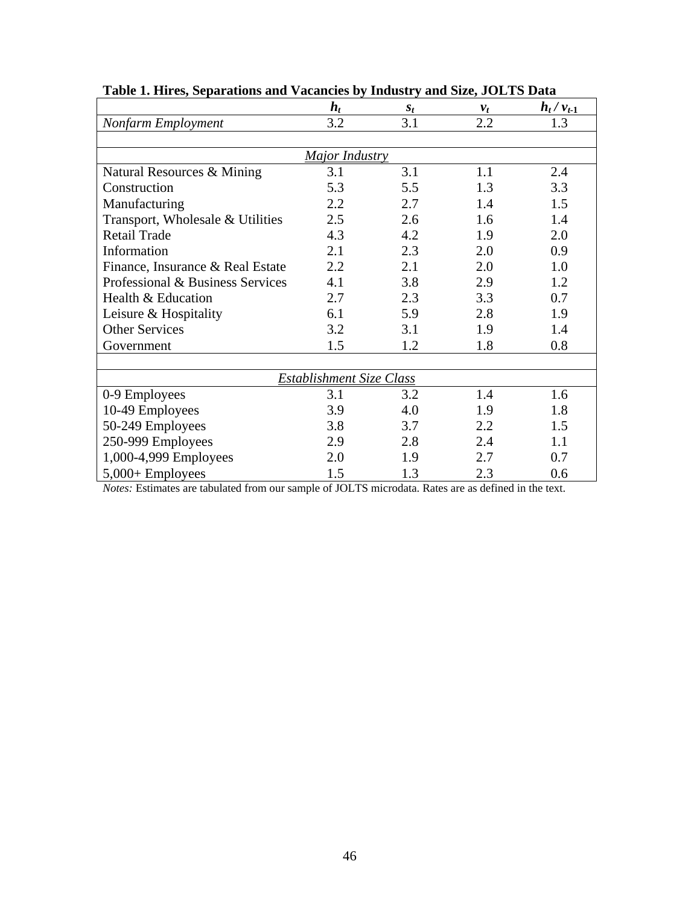**Table 1. Hires, Separations and Vacancies by Industry and Size, JOLTS Data**

| | $h_t$ | $s_t$ | $v_t$ | $h_t / v_{t-1}$ |
|---|---|---|---|---|
| *Nonfarm Employment* | 3.2 | 3.1 | 2.2 | 1.3 |
| | | | | |
| *Major Industry* | | | | |
| Natural Resources & Mining | 3.1 | 3.1 | 1.1 | 2.4 |
| Construction | 5.3 | 5.5 | 1.3 | 3.3 |
| Manufacturing | 2.2 | 2.7 | 1.4 | 1.5 |
| Transport, Wholesale & Utilities | 2.5 | 2.6 | 1.6 | 1.4 |
| Retail Trade | 4.3 | 4.2 | 1.9 | 2.0 |
| Information | 2.1 | 2.3 | 2.0 | 0.9 |
| Finance, Insurance & Real Estate | 2.2 | 2.1 | 2.0 | 1.0 |
| Professional & Business Services | 4.1 | 3.8 | 2.9 | 1.2 |
| Health & Education | 2.7 | 2.3 | 3.3 | 0.7 |
| Leisure & Hospitality | 6.1 | 5.9 | 2.8 | 1.9 |
| Other Services | 3.2 | 3.1 | 1.9 | 1.4 |
| Government | 1.5 | 1.2 | 1.8 | 0.8 |
| | | | | |
| *Establishment Size Class* | | | | |
| 0-9 Employees | 3.1 | 3.2 | 1.4 | 1.6 |
| 10-49 Employees | 3.9 | 4.0 | 1.9 | 1.8 |
| 50-249 Employees | 3.8 | 3.7 | 2.2 | 1.5 |
| 250-999 Employees | 2.9 | 2.8 | 2.4 | 1.1 |
| 1,000-4,999 Employees | 2.0 | 1.9 | 2.7 | 0.7 |
| 5,000+ Employees | 1.5 | 1.3 | 2.3 | 0.6 |

*Notes:* Estimates are tabulated from our sample of JOLTS microdata. Rates are as defined in the text.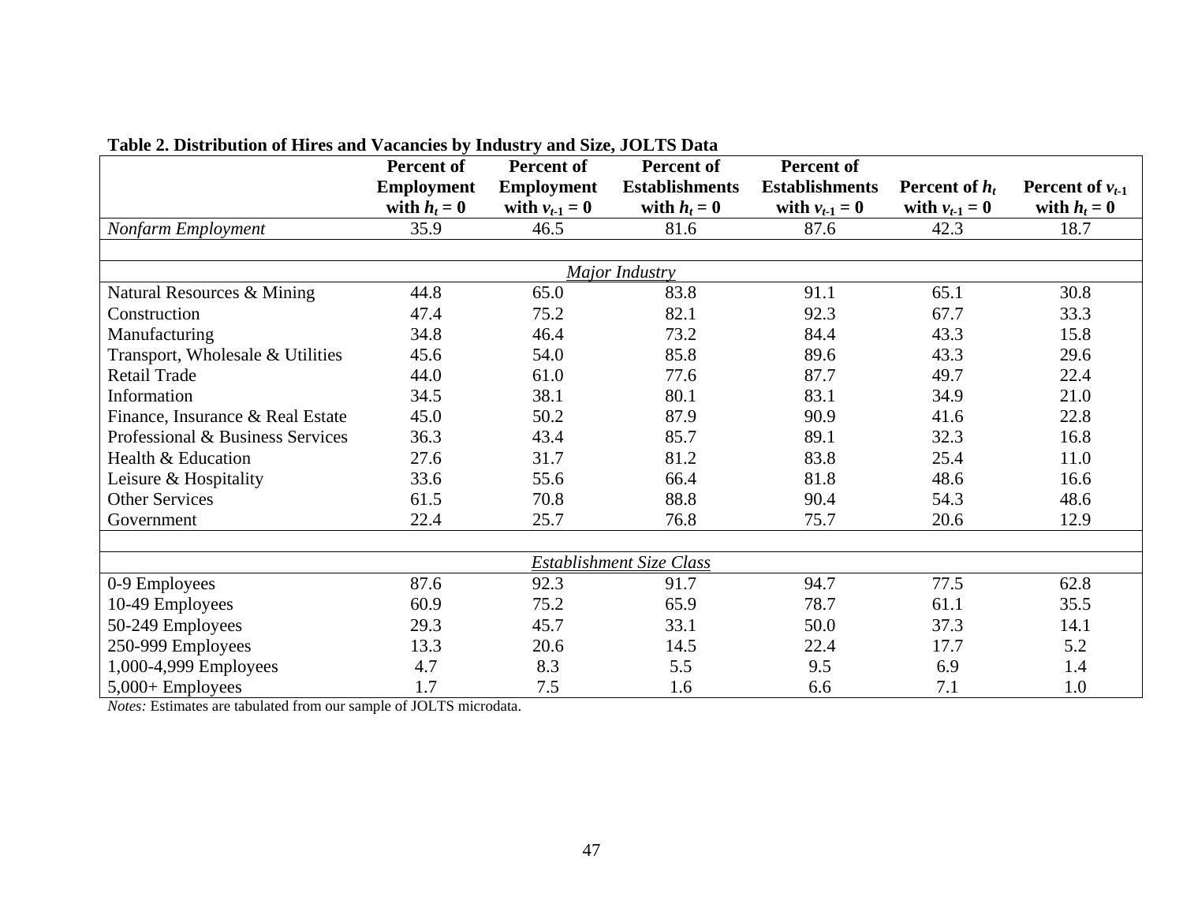**Table 2. Distribution of Hires and Vacancies by Industry and Size, JOLTS Data**

| | Percent of Employment with $h_t = 0$ | Percent of Employment with $v_{t-1} = 0$ | Percent of Establishments with $h_t = 0$ | Percent of Establishments with $v_{t-1} = 0$ | Percent of $h_t$ with $v_{t-1} = 0$ | Percent of $v_{t-1}$ with $h_t = 0$ |
|---|---|---|---|---|---|---|
| *Nonfarm Employment* | 35.9 | 46.5 | 81.6 | 87.6 | 42.3 | 18.7 |
| | | | | | | |
| *Major Industry* | | | | | | |
| Natural Resources & Mining | 44.8 | 65.0 | 83.8 | 91.1 | 65.1 | 30.8 |
| Construction | 47.4 | 75.2 | 82.1 | 92.3 | 67.7 | 33.3 |
| Manufacturing | 34.8 | 46.4 | 73.2 | 84.4 | 43.3 | 15.8 |
| Transport, Wholesale & Utilities | 45.6 | 54.0 | 85.8 | 89.6 | 43.3 | 29.6 |
| Retail Trade | 44.0 | 61.0 | 77.6 | 87.7 | 49.7 | 22.4 |
| Information | 34.5 | 38.1 | 80.1 | 83.1 | 34.9 | 21.0 |
| Finance, Insurance & Real Estate | 45.0 | 50.2 | 87.9 | 90.9 | 41.6 | 22.8 |
| Professional & Business Services | 36.3 | 43.4 | 85.7 | 89.1 | 32.3 | 16.8 |
| Health & Education | 27.6 | 31.7 | 81.2 | 83.8 | 25.4 | 11.0 |
| Leisure & Hospitality | 33.6 | 55.6 | 66.4 | 81.8 | 48.6 | 16.6 |
| Other Services | 61.5 | 70.8 | 88.8 | 90.4 | 54.3 | 48.6 |
| Government | 22.4 | 25.7 | 76.8 | 75.7 | 20.6 | 12.9 |
| | | | | | | |
| *Establishment Size Class* | | | | | | |
| 0-9 Employees | 87.6 | 92.3 | 91.7 | 94.7 | 77.5 | 62.8 |
| 10-49 Employees | 60.9 | 75.2 | 65.9 | 78.7 | 61.1 | 35.5 |
| 50-249 Employees | 29.3 | 45.7 | 33.1 | 50.0 | 37.3 | 14.1 |
| 250-999 Employees | 13.3 | 20.6 | 14.5 | 22.4 | 17.7 | 5.2 |
| 1,000-4,999 Employees | 4.7 | 8.3 | 5.5 | 9.5 | 6.9 | 1.4 |
| 5,000+ Employees | 1.7 | 7.5 | 1.6 | 6.6 | 7.1 | 1.0 |

*Notes:* Estimates are tabulated from our sample of JOLTS microdata.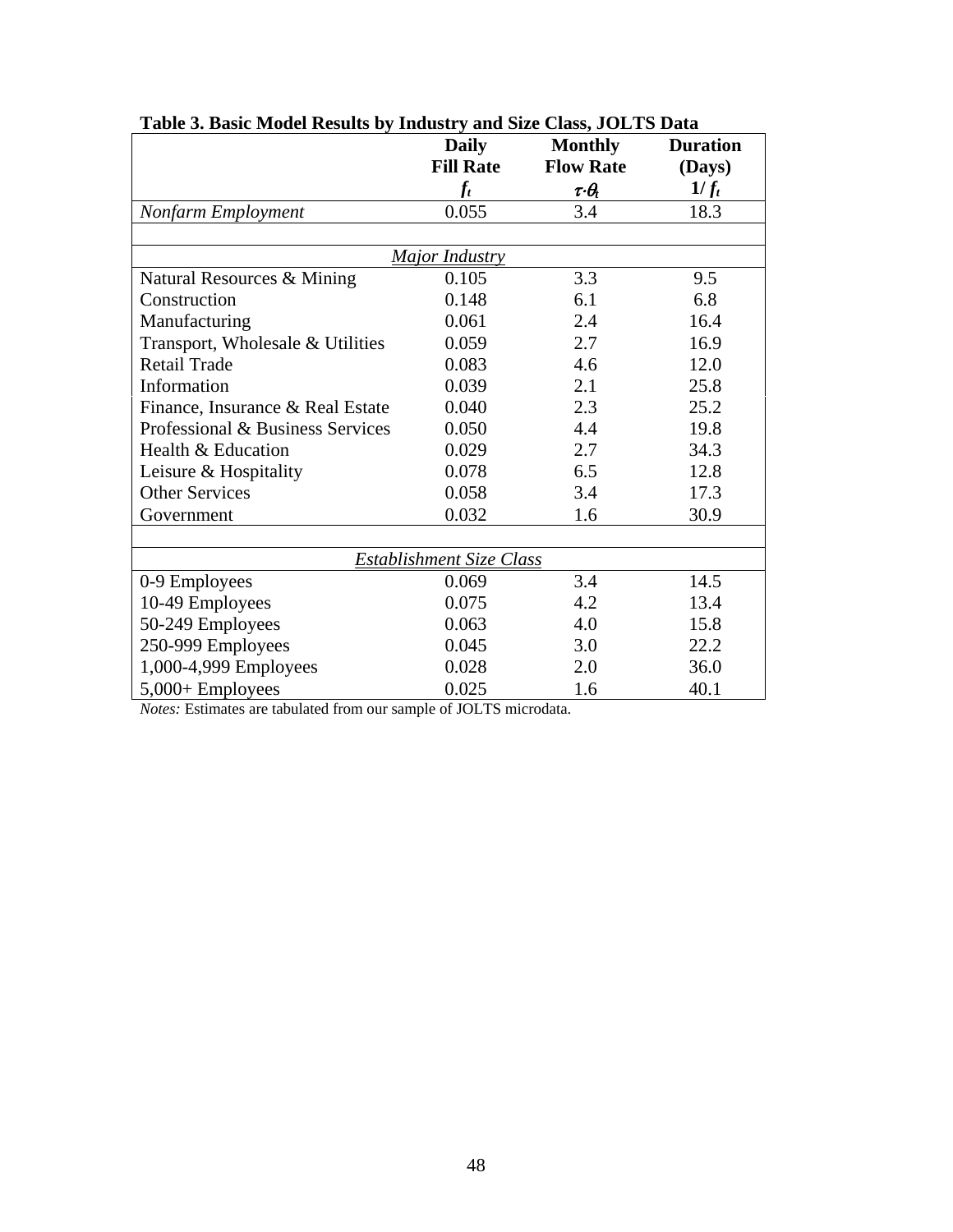**Table 3. Basic Model Results by Industry and Size Class, JOLTS Data**

| | Daily Fill Rate $f_t$ | Monthly Flow Rate $\tau \cdot \theta_t$ | Duration (Days) $1/f_t$ |
|---|---|---|---|
| *Nonfarm Employment* | 0.055 | 3.4 | 18.3 |
| | | | |
| *Major Industry* | | | |
| Natural Resources & Mining | 0.105 | 3.3 | 9.5 |
| Construction | 0.148 | 6.1 | 6.8 |
| Manufacturing | 0.061 | 2.4 | 16.4 |
| Transport, Wholesale & Utilities | 0.059 | 2.7 | 16.9 |
| Retail Trade | 0.083 | 4.6 | 12.0 |
| Information | 0.039 | 2.1 | 25.8 |
| Finance, Insurance & Real Estate | 0.040 | 2.3 | 25.2 |
| Professional & Business Services | 0.050 | 4.4 | 19.8 |
| Health & Education | 0.029 | 2.7 | 34.3 |
| Leisure & Hospitality | 0.078 | 6.5 | 12.8 |
| Other Services | 0.058 | 3.4 | 17.3 |
| Government | 0.032 | 1.6 | 30.9 |
| | | | |
| *Establishment Size Class* | | | |
| 0-9 Employees | 0.069 | 3.4 | 14.5 |
| 10-49 Employees | 0.075 | 4.2 | 13.4 |
| 50-249 Employees | 0.063 | 4.0 | 15.8 |
| 250-999 Employees | 0.045 | 3.0 | 22.2 |
| 1,000-4,999 Employees | 0.028 | 2.0 | 36.0 |
| 5,000+ Employees | 0.025 | 1.6 | 40.1 |

*Notes:* Estimates are tabulated from our sample of JOLTS microdata.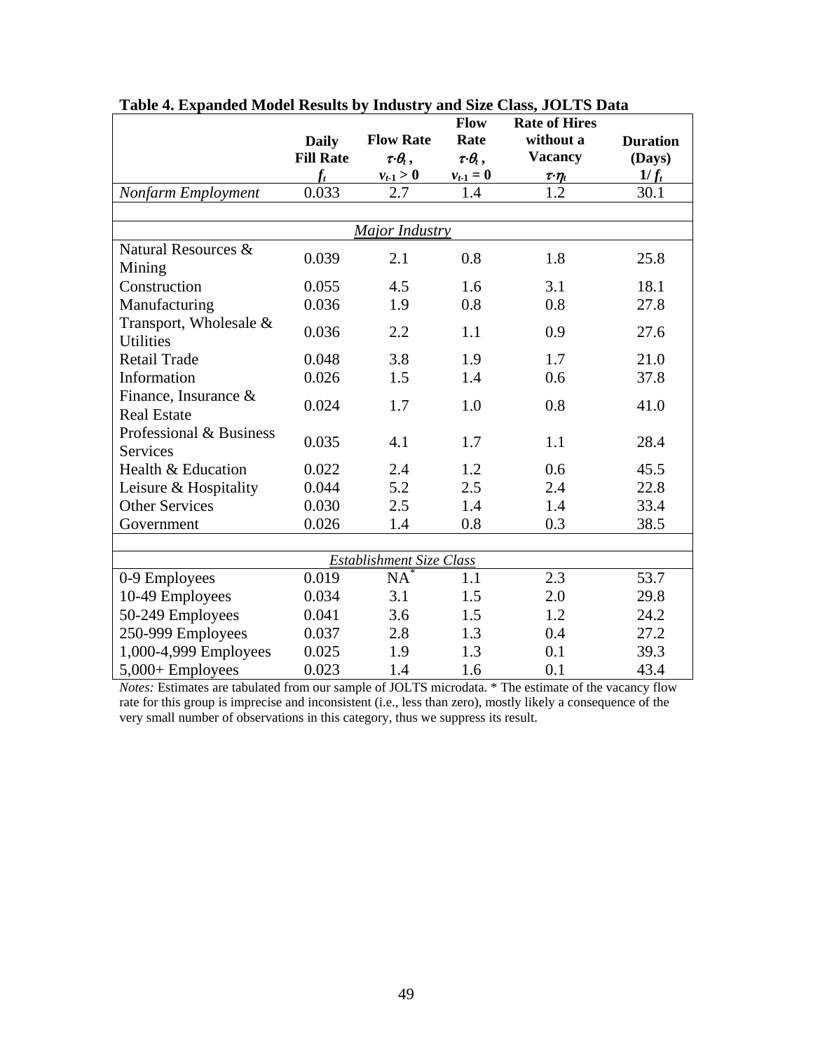**Table 4. Expanded Model Results by Industry and Size Class, JOLTS Data**

| | Daily Fill Rate $f_t$ | Flow Rate $\tau \cdot \theta_t$, $v_{t-1} > 0$ | Flow Rate $\tau \cdot \theta_t$, $v_{t-1} = 0$ | Rate of Hires without a Vacancy $\tau \cdot \eta_t$ | Duration (Days) $1/f_t$ |
|---|---|---|---|---|---|
| *Nonfarm Employment* | 0.033 | 2.7 | 1.4 | 1.2 | 30.1 |
| | | | | | |
| *Major Industry* | | | | | |
| Natural Resources & Mining | 0.039 | 2.1 | 0.8 | 1.8 | 25.8 |
| Construction | 0.055 | 4.5 | 1.6 | 3.1 | 18.1 |
| Manufacturing | 0.036 | 1.9 | 0.8 | 0.8 | 27.8 |
| Transport, Wholesale & Utilities | 0.036 | 2.2 | 1.1 | 0.9 | 27.6 |
| Retail Trade | 0.048 | 3.8 | 1.9 | 1.7 | 21.0 |
| Information | 0.026 | 1.5 | 1.4 | 0.6 | 37.8 |
| Finance, Insurance & Real Estate | 0.024 | 1.7 | 1.0 | 0.8 | 41.0 |
| Professional & Business Services | 0.035 | 4.1 | 1.7 | 1.1 | 28.4 |
| Health & Education | 0.022 | 2.4 | 1.2 | 0.6 | 45.5 |
| Leisure & Hospitality | 0.044 | 5.2 | 2.5 | 2.4 | 22.8 |
| Other Services | 0.030 | 2.5 | 1.4 | 1.4 | 33.4 |
| Government | 0.026 | 1.4 | 0.8 | 0.3 | 38.5 |
| | | | | | |
| *Establishment Size Class* | | | | | |
| 0-9 Employees | 0.019 | NA* | 1.1 | 2.3 | 53.7 |
| 10-49 Employees | 0.034 | 3.1 | 1.5 | 2.0 | 29.8 |
| 50-249 Employees | 0.041 | 3.6 | 1.5 | 1.2 | 24.2 |
| 250-999 Employees | 0.037 | 2.8 | 1.3 | 0.4 | 27.2 |
| 1,000-4,999 Employees | 0.025 | 1.9 | 1.3 | 0.1 | 39.3 |
| 5,000+ Employees | 0.023 | 1.4 | 1.6 | 0.1 | 43.4 |

*Notes:* Estimates are tabulated from our sample of JOLTS microdata. * The estimate of the vacancy flow rate for this group is imprecise and inconsistent (i.e., less than zero), mostly likely a consequence of the very small number of observations in this category, thus we suppress its result.